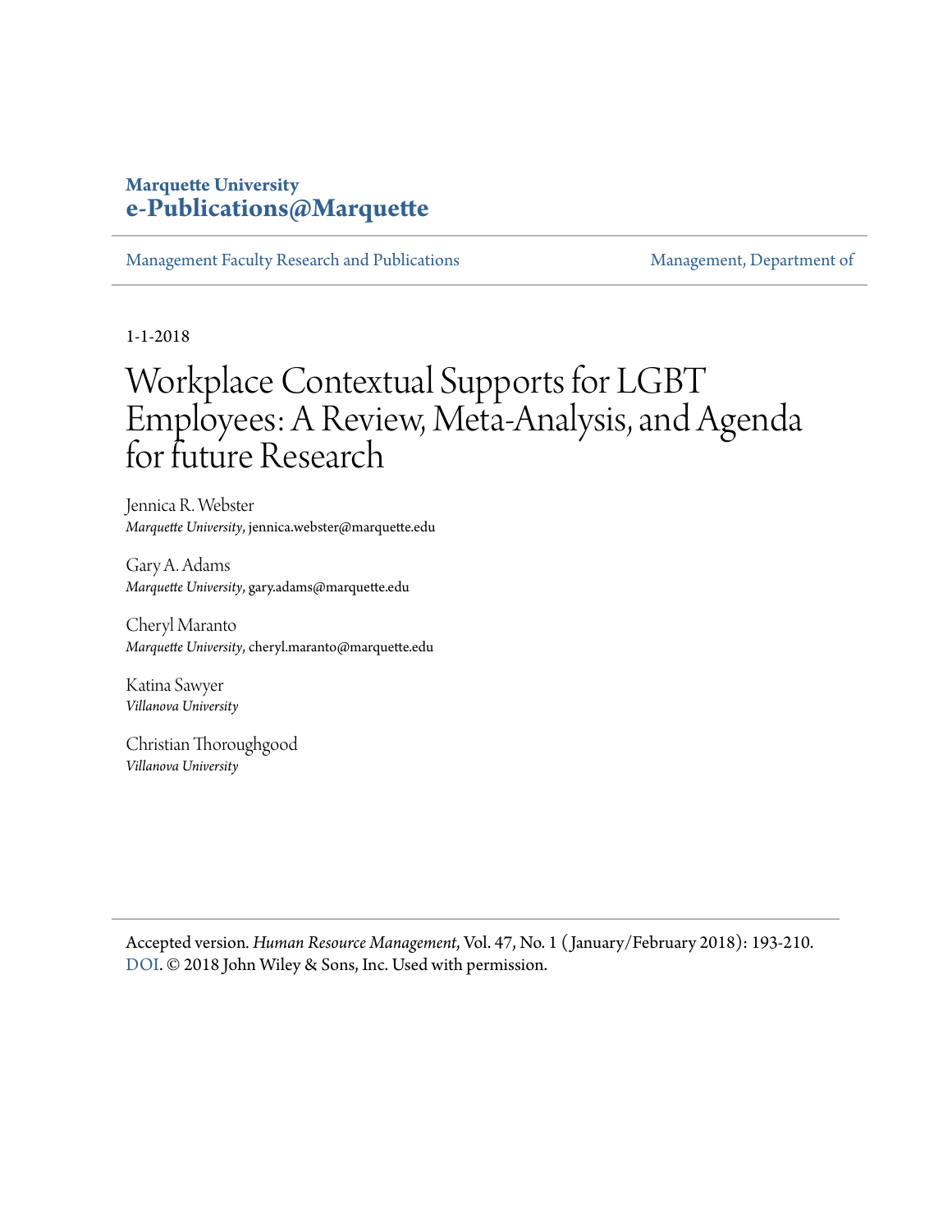**Marquette University**
**e-Publications@Marquette**

Management Faculty Research and Publications | Management, Department of

1-1-2018

# Workplace Contextual Supports for LGBT Employees: A Review, Meta-Analysis, and Agenda for future Research

Jennica R. Webster
*Marquette University*, jennica.webster@marquette.edu

Gary A. Adams
*Marquette University*, gary.adams@marquette.edu

Cheryl Maranto
*Marquette University*, cheryl.maranto@marquette.edu

Katina Sawyer
*Villanova University*

Christian Thoroughgood
*Villanova University*

Accepted version. *Human Resource Management*, Vol. 47, No. 1 ( January/February 2018): 193-210. DOI. © 2018 John Wiley & Sons, Inc. Used with permission.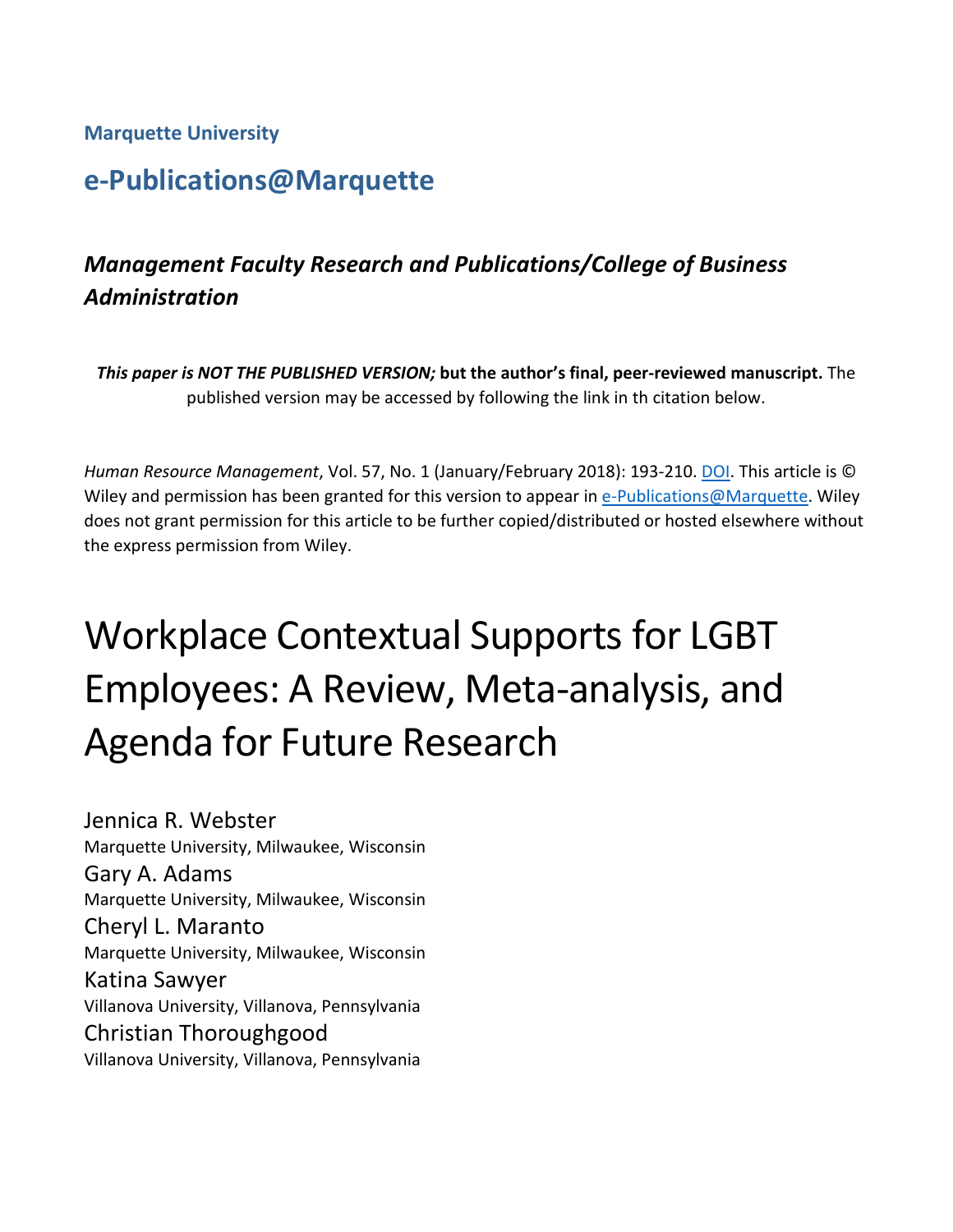**Marquette University**

## e-Publications@Marquette

### *Management Faculty Research and Publications/College of Business Administration*

***This paper is NOT THE PUBLISHED VERSION;*** **but the author's final, peer-reviewed manuscript.** The published version may be accessed by following the link in th citation below.

*Human Resource Management*, Vol. 57, No. 1 (January/February 2018): 193-210. DOI. This article is © Wiley and permission has been granted for this version to appear in e-Publications@Marquette. Wiley does not grant permission for this article to be further copied/distributed or hosted elsewhere without the express permission from Wiley.

# Workplace Contextual Supports for LGBT Employees: A Review, Meta-analysis, and Agenda for Future Research

Jennica R. Webster
Marquette University, Milwaukee, Wisconsin

Gary A. Adams
Marquette University, Milwaukee, Wisconsin

Cheryl L. Maranto
Marquette University, Milwaukee, Wisconsin

Katina Sawyer
Villanova University, Villanova, Pennsylvania

Christian Thoroughgood
Villanova University, Villanova, Pennsylvania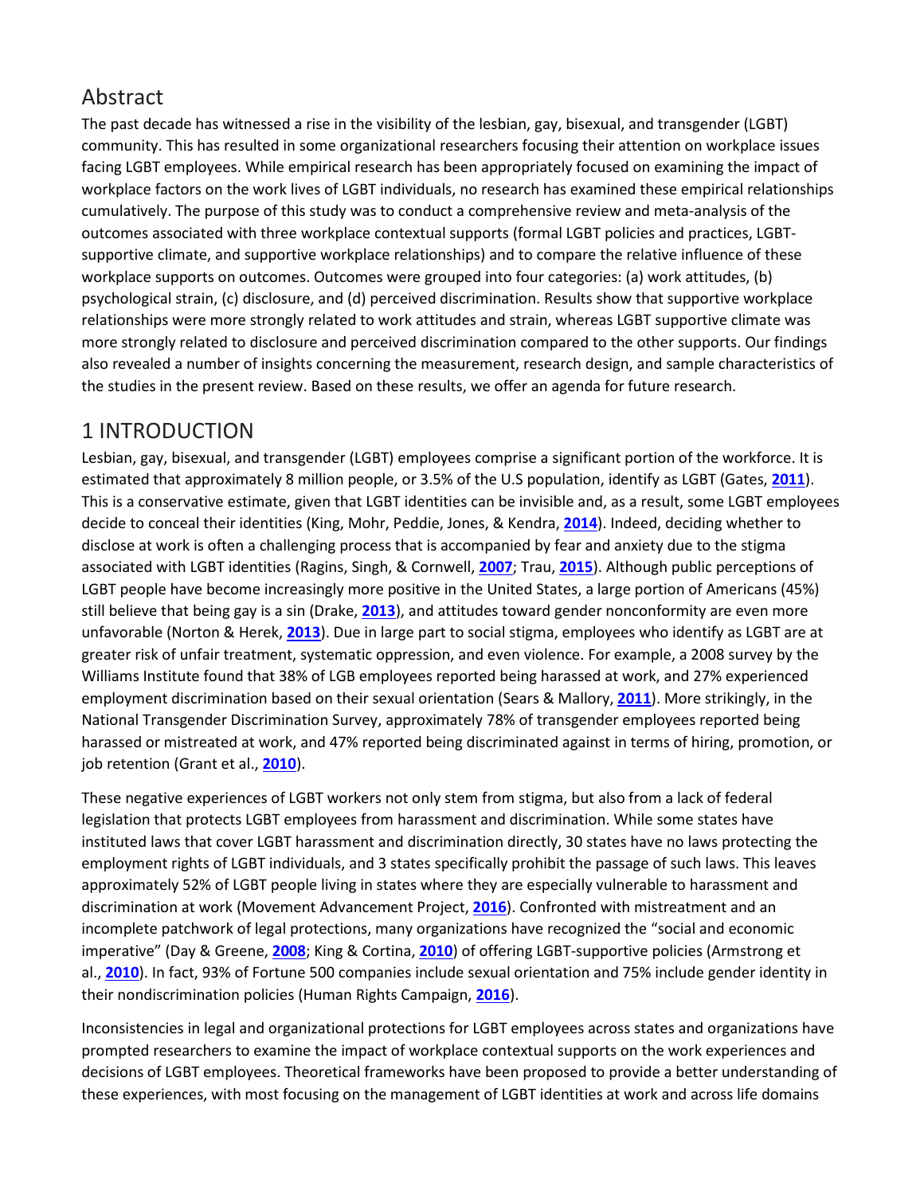## Abstract

The past decade has witnessed a rise in the visibility of the lesbian, gay, bisexual, and transgender (LGBT) community. This has resulted in some organizational researchers focusing their attention on workplace issues facing LGBT employees. While empirical research has been appropriately focused on examining the impact of workplace factors on the work lives of LGBT individuals, no research has examined these empirical relationships cumulatively. The purpose of this study was to conduct a comprehensive review and meta-analysis of the outcomes associated with three workplace contextual supports (formal LGBT policies and practices, LGBT-supportive climate, and supportive workplace relationships) and to compare the relative influence of these workplace supports on outcomes. Outcomes were grouped into four categories: (a) work attitudes, (b) psychological strain, (c) disclosure, and (d) perceived discrimination. Results show that supportive workplace relationships were more strongly related to work attitudes and strain, whereas LGBT supportive climate was more strongly related to disclosure and perceived discrimination compared to the other supports. Our findings also revealed a number of insights concerning the measurement, research design, and sample characteristics of the studies in the present review. Based on these results, we offer an agenda for future research.

## 1 INTRODUCTION

Lesbian, gay, bisexual, and transgender (LGBT) employees comprise a significant portion of the workforce. It is estimated that approximately 8 million people, or 3.5% of the U.S population, identify as LGBT (Gates, **2011**). This is a conservative estimate, given that LGBT identities can be invisible and, as a result, some LGBT employees decide to conceal their identities (King, Mohr, Peddie, Jones, & Kendra, **2014**). Indeed, deciding whether to disclose at work is often a challenging process that is accompanied by fear and anxiety due to the stigma associated with LGBT identities (Ragins, Singh, & Cornwell, **2007**; Trau, **2015**). Although public perceptions of LGBT people have become increasingly more positive in the United States, a large portion of Americans (45%) still believe that being gay is a sin (Drake, **2013**), and attitudes toward gender nonconformity are even more unfavorable (Norton & Herek, **2013**). Due in large part to social stigma, employees who identify as LGBT are at greater risk of unfair treatment, systematic oppression, and even violence. For example, a 2008 survey by the Williams Institute found that 38% of LGB employees reported being harassed at work, and 27% experienced employment discrimination based on their sexual orientation (Sears & Mallory, **2011**). More strikingly, in the National Transgender Discrimination Survey, approximately 78% of transgender employees reported being harassed or mistreated at work, and 47% reported being discriminated against in terms of hiring, promotion, or job retention (Grant et al., **2010**).

These negative experiences of LGBT workers not only stem from stigma, but also from a lack of federal legislation that protects LGBT employees from harassment and discrimination. While some states have instituted laws that cover LGBT harassment and discrimination directly, 30 states have no laws protecting the employment rights of LGBT individuals, and 3 states specifically prohibit the passage of such laws. This leaves approximately 52% of LGBT people living in states where they are especially vulnerable to harassment and discrimination at work (Movement Advancement Project, **2016**). Confronted with mistreatment and an incomplete patchwork of legal protections, many organizations have recognized the "social and economic imperative" (Day & Greene, **2008**; King & Cortina, **2010**) of offering LGBT-supportive policies (Armstrong et al., **2010**). In fact, 93% of Fortune 500 companies include sexual orientation and 75% include gender identity in their nondiscrimination policies (Human Rights Campaign, **2016**).

Inconsistencies in legal and organizational protections for LGBT employees across states and organizations have prompted researchers to examine the impact of workplace contextual supports on the work experiences and decisions of LGBT employees. Theoretical frameworks have been proposed to provide a better understanding of these experiences, with most focusing on the management of LGBT identities at work and across life domains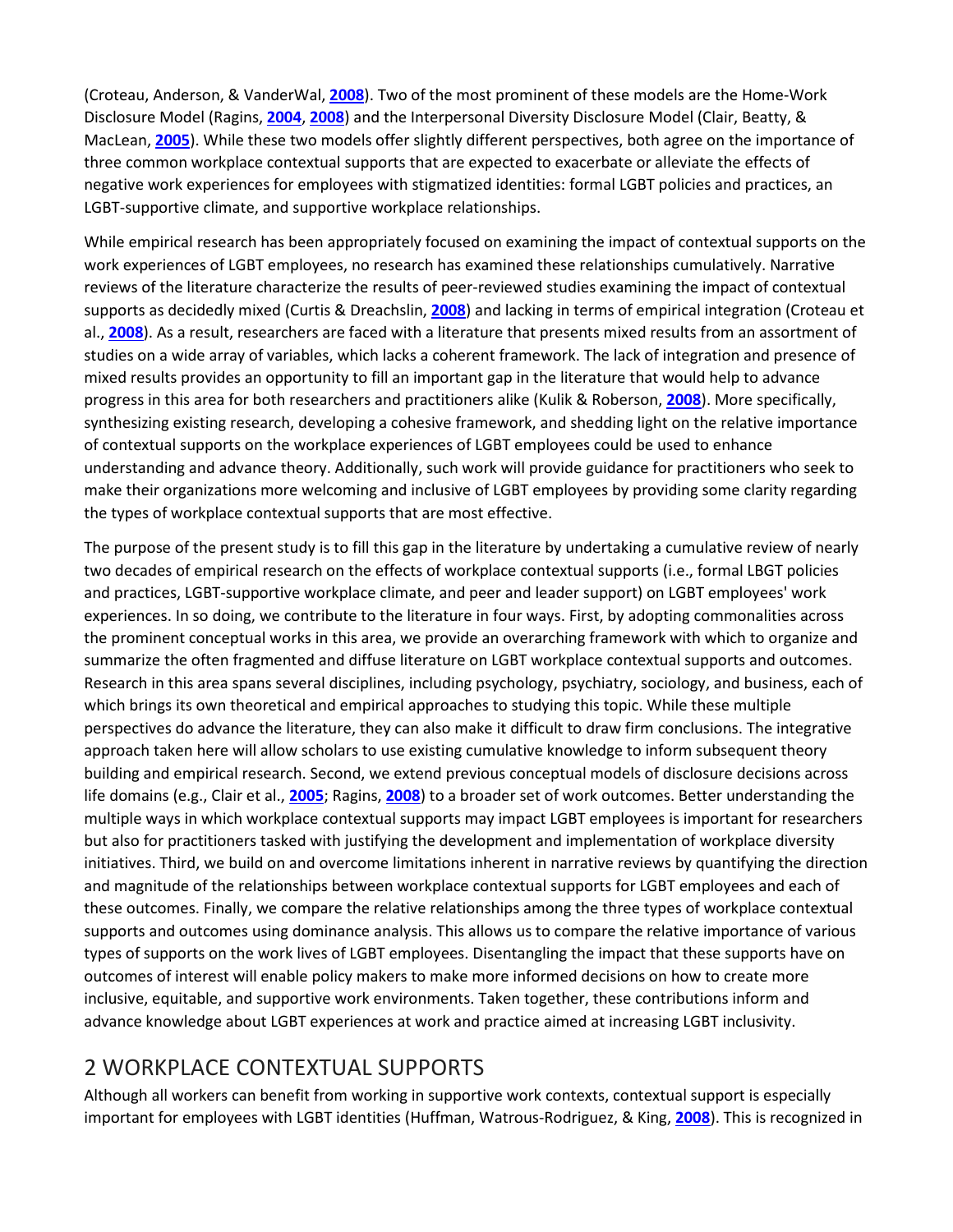(Croteau, Anderson, & VanderWal, 2008). Two of the most prominent of these models are the Home-Work Disclosure Model (Ragins, 2004, 2008) and the Interpersonal Diversity Disclosure Model (Clair, Beatty, & MacLean, 2005). While these two models offer slightly different perspectives, both agree on the importance of three common workplace contextual supports that are expected to exacerbate or alleviate the effects of negative work experiences for employees with stigmatized identities: formal LGBT policies and practices, an LGBT-supportive climate, and supportive workplace relationships.

While empirical research has been appropriately focused on examining the impact of contextual supports on the work experiences of LGBT employees, no research has examined these relationships cumulatively. Narrative reviews of the literature characterize the results of peer-reviewed studies examining the impact of contextual supports as decidedly mixed (Curtis & Dreachslin, 2008) and lacking in terms of empirical integration (Croteau et al., 2008). As a result, researchers are faced with a literature that presents mixed results from an assortment of studies on a wide array of variables, which lacks a coherent framework. The lack of integration and presence of mixed results provides an opportunity to fill an important gap in the literature that would help to advance progress in this area for both researchers and practitioners alike (Kulik & Roberson, 2008). More specifically, synthesizing existing research, developing a cohesive framework, and shedding light on the relative importance of contextual supports on the workplace experiences of LGBT employees could be used to enhance understanding and advance theory. Additionally, such work will provide guidance for practitioners who seek to make their organizations more welcoming and inclusive of LGBT employees by providing some clarity regarding the types of workplace contextual supports that are most effective.

The purpose of the present study is to fill this gap in the literature by undertaking a cumulative review of nearly two decades of empirical research on the effects of workplace contextual supports (i.e., formal LBGT policies and practices, LGBT-supportive workplace climate, and peer and leader support) on LGBT employees' work experiences. In so doing, we contribute to the literature in four ways. First, by adopting commonalities across the prominent conceptual works in this area, we provide an overarching framework with which to organize and summarize the often fragmented and diffuse literature on LGBT workplace contextual supports and outcomes. Research in this area spans several disciplines, including psychology, psychiatry, sociology, and business, each of which brings its own theoretical and empirical approaches to studying this topic. While these multiple perspectives do advance the literature, they can also make it difficult to draw firm conclusions. The integrative approach taken here will allow scholars to use existing cumulative knowledge to inform subsequent theory building and empirical research. Second, we extend previous conceptual models of disclosure decisions across life domains (e.g., Clair et al., 2005; Ragins, 2008) to a broader set of work outcomes. Better understanding the multiple ways in which workplace contextual supports may impact LGBT employees is important for researchers but also for practitioners tasked with justifying the development and implementation of workplace diversity initiatives. Third, we build on and overcome limitations inherent in narrative reviews by quantifying the direction and magnitude of the relationships between workplace contextual supports for LGBT employees and each of these outcomes. Finally, we compare the relative relationships among the three types of workplace contextual supports and outcomes using dominance analysis. This allows us to compare the relative importance of various types of supports on the work lives of LGBT employees. Disentangling the impact that these supports have on outcomes of interest will enable policy makers to make more informed decisions on how to create more inclusive, equitable, and supportive work environments. Taken together, these contributions inform and advance knowledge about LGBT experiences at work and practice aimed at increasing LGBT inclusivity.

## 2 WORKPLACE CONTEXTUAL SUPPORTS

Although all workers can benefit from working in supportive work contexts, contextual support is especially important for employees with LGBT identities (Huffman, Watrous-Rodriguez, & King, 2008). This is recognized in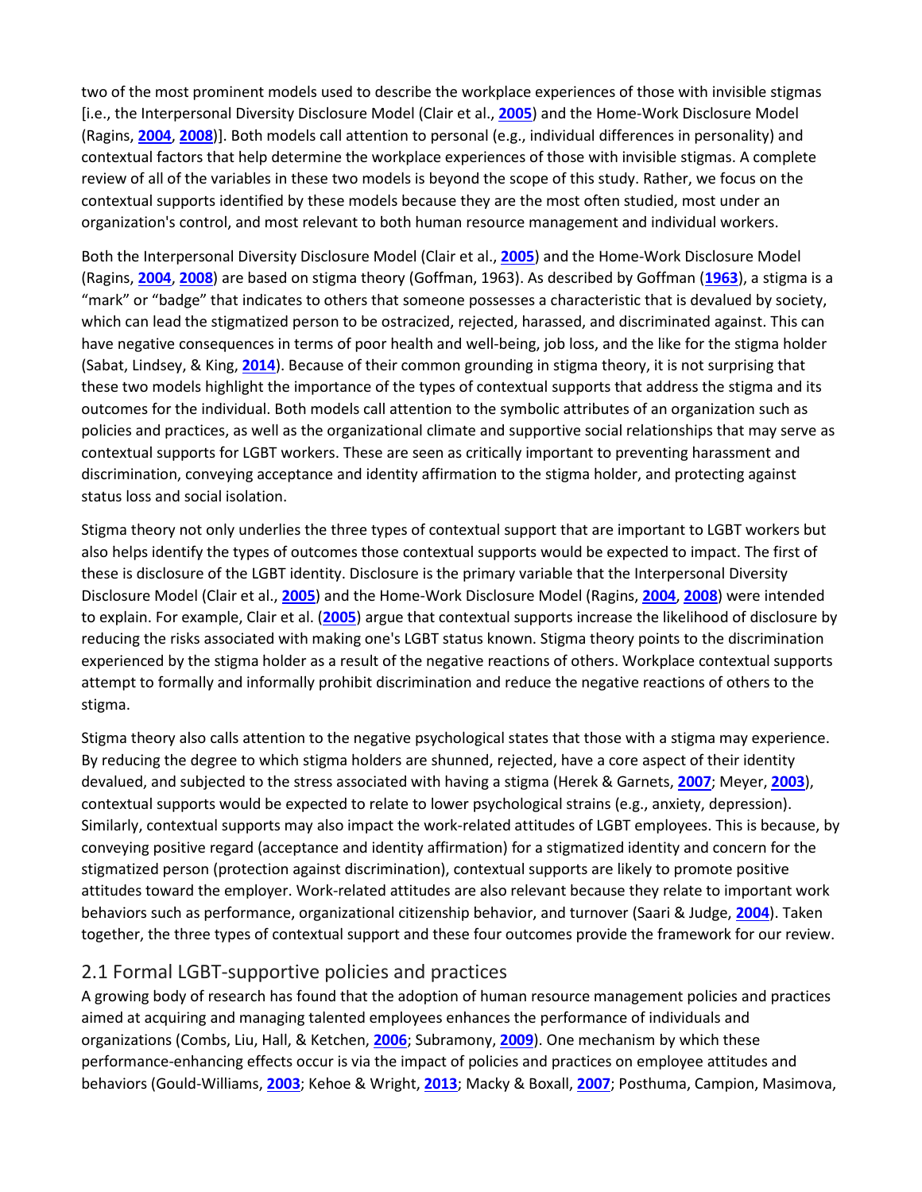two of the most prominent models used to describe the workplace experiences of those with invisible stigmas [i.e., the Interpersonal Diversity Disclosure Model (Clair et al., **2005**) and the Home-Work Disclosure Model (Ragins, **2004**, **2008**)]. Both models call attention to personal (e.g., individual differences in personality) and contextual factors that help determine the workplace experiences of those with invisible stigmas. A complete review of all of the variables in these two models is beyond the scope of this study. Rather, we focus on the contextual supports identified by these models because they are the most often studied, most under an organization's control, and most relevant to both human resource management and individual workers.

Both the Interpersonal Diversity Disclosure Model (Clair et al., **2005**) and the Home-Work Disclosure Model (Ragins, **2004**, **2008**) are based on stigma theory (Goffman, 1963). As described by Goffman (**1963**), a stigma is a "mark" or "badge" that indicates to others that someone possesses a characteristic that is devalued by society, which can lead the stigmatized person to be ostracized, rejected, harassed, and discriminated against. This can have negative consequences in terms of poor health and well-being, job loss, and the like for the stigma holder (Sabat, Lindsey, & King, **2014**). Because of their common grounding in stigma theory, it is not surprising that these two models highlight the importance of the types of contextual supports that address the stigma and its outcomes for the individual. Both models call attention to the symbolic attributes of an organization such as policies and practices, as well as the organizational climate and supportive social relationships that may serve as contextual supports for LGBT workers. These are seen as critically important to preventing harassment and discrimination, conveying acceptance and identity affirmation to the stigma holder, and protecting against status loss and social isolation.

Stigma theory not only underlies the three types of contextual support that are important to LGBT workers but also helps identify the types of outcomes those contextual supports would be expected to impact. The first of these is disclosure of the LGBT identity. Disclosure is the primary variable that the Interpersonal Diversity Disclosure Model (Clair et al., **2005**) and the Home-Work Disclosure Model (Ragins, **2004**, **2008**) were intended to explain. For example, Clair et al. (**2005**) argue that contextual supports increase the likelihood of disclosure by reducing the risks associated with making one's LGBT status known. Stigma theory points to the discrimination experienced by the stigma holder as a result of the negative reactions of others. Workplace contextual supports attempt to formally and informally prohibit discrimination and reduce the negative reactions of others to the stigma.

Stigma theory also calls attention to the negative psychological states that those with a stigma may experience. By reducing the degree to which stigma holders are shunned, rejected, have a core aspect of their identity devalued, and subjected to the stress associated with having a stigma (Herek & Garnets, **2007**; Meyer, **2003**), contextual supports would be expected to relate to lower psychological strains (e.g., anxiety, depression). Similarly, contextual supports may also impact the work-related attitudes of LGBT employees. This is because, by conveying positive regard (acceptance and identity affirmation) for a stigmatized identity and concern for the stigmatized person (protection against discrimination), contextual supports are likely to promote positive attitudes toward the employer. Work-related attitudes are also relevant because they relate to important work behaviors such as performance, organizational citizenship behavior, and turnover (Saari & Judge, **2004**). Taken together, the three types of contextual support and these four outcomes provide the framework for our review.

## 2.1 Formal LGBT-supportive policies and practices

A growing body of research has found that the adoption of human resource management policies and practices aimed at acquiring and managing talented employees enhances the performance of individuals and organizations (Combs, Liu, Hall, & Ketchen, **2006**; Subramony, **2009**). One mechanism by which these performance-enhancing effects occur is via the impact of policies and practices on employee attitudes and behaviors (Gould-Williams, **2003**; Kehoe & Wright, **2013**; Macky & Boxall, **2007**; Posthuma, Campion, Masimova,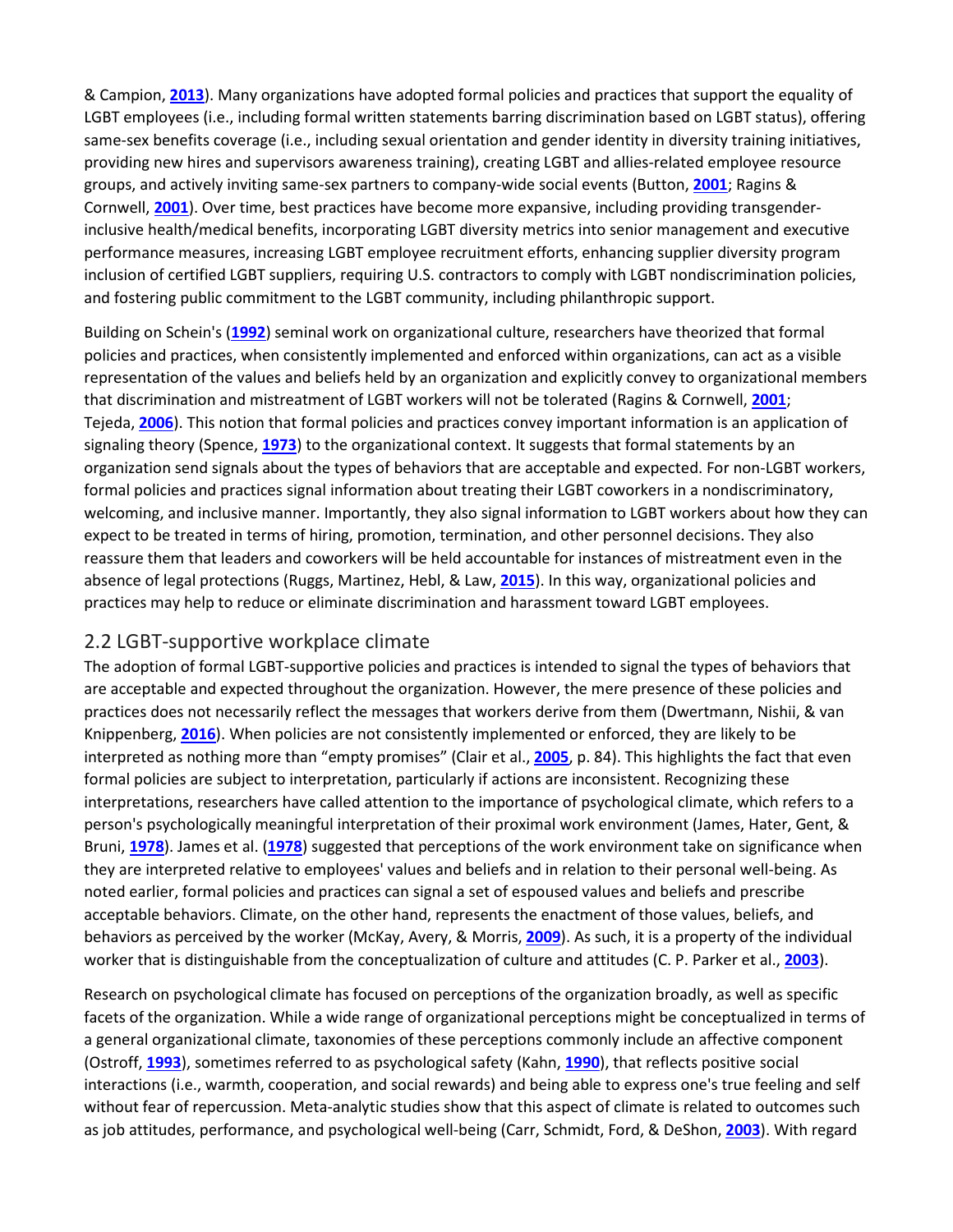& Campion, 2013). Many organizations have adopted formal policies and practices that support the equality of LGBT employees (i.e., including formal written statements barring discrimination based on LGBT status), offering same-sex benefits coverage (i.e., including sexual orientation and gender identity in diversity training initiatives, providing new hires and supervisors awareness training), creating LGBT and allies-related employee resource groups, and actively inviting same-sex partners to company-wide social events (Button, 2001; Ragins & Cornwell, 2001). Over time, best practices have become more expansive, including providing transgender-inclusive health/medical benefits, incorporating LGBT diversity metrics into senior management and executive performance measures, increasing LGBT employee recruitment efforts, enhancing supplier diversity program inclusion of certified LGBT suppliers, requiring U.S. contractors to comply with LGBT nondiscrimination policies, and fostering public commitment to the LGBT community, including philanthropic support.

Building on Schein's (1992) seminal work on organizational culture, researchers have theorized that formal policies and practices, when consistently implemented and enforced within organizations, can act as a visible representation of the values and beliefs held by an organization and explicitly convey to organizational members that discrimination and mistreatment of LGBT workers will not be tolerated (Ragins & Cornwell, 2001; Tejeda, 2006). This notion that formal policies and practices convey important information is an application of signaling theory (Spence, 1973) to the organizational context. It suggests that formal statements by an organization send signals about the types of behaviors that are acceptable and expected. For non-LGBT workers, formal policies and practices signal information about treating their LGBT coworkers in a nondiscriminatory, welcoming, and inclusive manner. Importantly, they also signal information to LGBT workers about how they can expect to be treated in terms of hiring, promotion, termination, and other personnel decisions. They also reassure them that leaders and coworkers will be held accountable for instances of mistreatment even in the absence of legal protections (Ruggs, Martinez, Hebl, & Law, 2015). In this way, organizational policies and practices may help to reduce or eliminate discrimination and harassment toward LGBT employees.

## 2.2 LGBT-supportive workplace climate

The adoption of formal LGBT-supportive policies and practices is intended to signal the types of behaviors that are acceptable and expected throughout the organization. However, the mere presence of these policies and practices does not necessarily reflect the messages that workers derive from them (Dwertmann, Nishii, & van Knippenberg, 2016). When policies are not consistently implemented or enforced, they are likely to be interpreted as nothing more than "empty promises" (Clair et al., 2005, p. 84). This highlights the fact that even formal policies are subject to interpretation, particularly if actions are inconsistent. Recognizing these interpretations, researchers have called attention to the importance of psychological climate, which refers to a person's psychologically meaningful interpretation of their proximal work environment (James, Hater, Gent, & Bruni, 1978). James et al. (1978) suggested that perceptions of the work environment take on significance when they are interpreted relative to employees' values and beliefs and in relation to their personal well-being. As noted earlier, formal policies and practices can signal a set of espoused values and beliefs and prescribe acceptable behaviors. Climate, on the other hand, represents the enactment of those values, beliefs, and behaviors as perceived by the worker (McKay, Avery, & Morris, 2009). As such, it is a property of the individual worker that is distinguishable from the conceptualization of culture and attitudes (C. P. Parker et al., 2003).

Research on psychological climate has focused on perceptions of the organization broadly, as well as specific facets of the organization. While a wide range of organizational perceptions might be conceptualized in terms of a general organizational climate, taxonomies of these perceptions commonly include an affective component (Ostroff, 1993), sometimes referred to as psychological safety (Kahn, 1990), that reflects positive social interactions (i.e., warmth, cooperation, and social rewards) and being able to express one's true feeling and self without fear of repercussion. Meta-analytic studies show that this aspect of climate is related to outcomes such as job attitudes, performance, and psychological well-being (Carr, Schmidt, Ford, & DeShon, 2003). With regard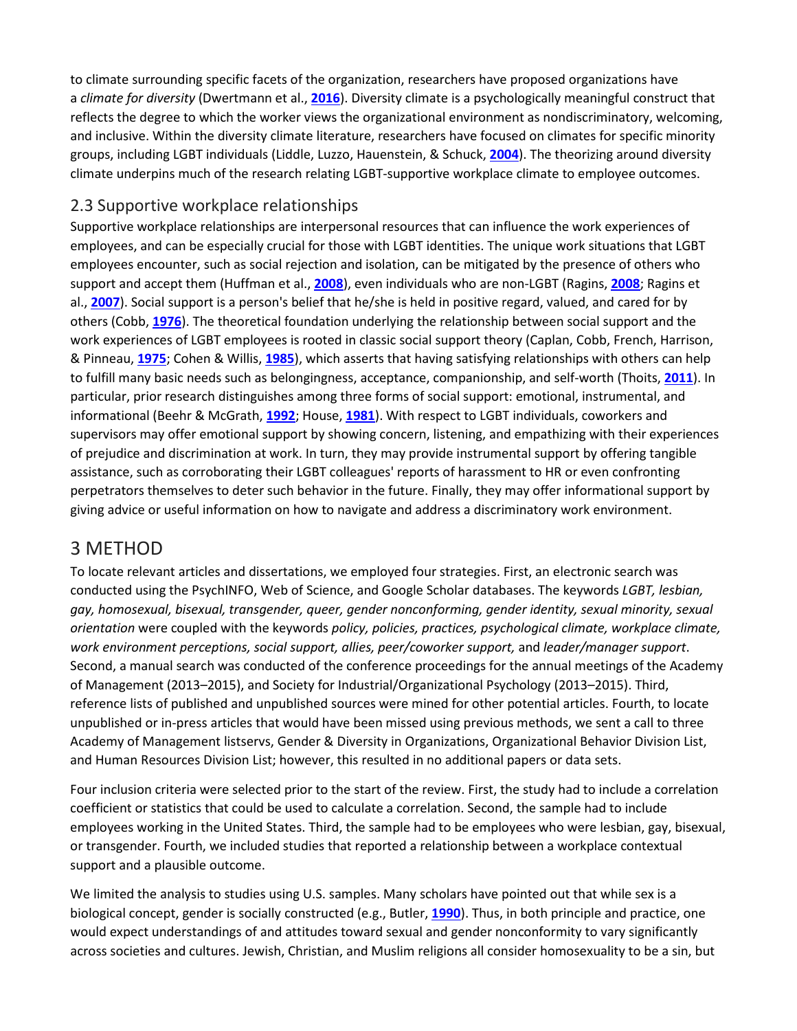to climate surrounding specific facets of the organization, researchers have proposed organizations have a *climate for diversity* (Dwertmann et al., **2016**). Diversity climate is a psychologically meaningful construct that reflects the degree to which the worker views the organizational environment as nondiscriminatory, welcoming, and inclusive. Within the diversity climate literature, researchers have focused on climates for specific minority groups, including LGBT individuals (Liddle, Luzzo, Hauenstein, & Schuck, **2004**). The theorizing around diversity climate underpins much of the research relating LGBT-supportive workplace climate to employee outcomes.

## 2.3 Supportive workplace relationships

Supportive workplace relationships are interpersonal resources that can influence the work experiences of employees, and can be especially crucial for those with LGBT identities. The unique work situations that LGBT employees encounter, such as social rejection and isolation, can be mitigated by the presence of others who support and accept them (Huffman et al., **2008**), even individuals who are non-LGBT (Ragins, **2008**; Ragins et al., **2007**). Social support is a person's belief that he/she is held in positive regard, valued, and cared for by others (Cobb, **1976**). The theoretical foundation underlying the relationship between social support and the work experiences of LGBT employees is rooted in classic social support theory (Caplan, Cobb, French, Harrison, & Pinneau, **1975**; Cohen & Willis, **1985**), which asserts that having satisfying relationships with others can help to fulfill many basic needs such as belongingness, acceptance, companionship, and self-worth (Thoits, **2011**). In particular, prior research distinguishes among three forms of social support: emotional, instrumental, and informational (Beehr & McGrath, **1992**; House, **1981**). With respect to LGBT individuals, coworkers and supervisors may offer emotional support by showing concern, listening, and empathizing with their experiences of prejudice and discrimination at work. In turn, they may provide instrumental support by offering tangible assistance, such as corroborating their LGBT colleagues' reports of harassment to HR or even confronting perpetrators themselves to deter such behavior in the future. Finally, they may offer informational support by giving advice or useful information on how to navigate and address a discriminatory work environment.

# 3 METHOD

To locate relevant articles and dissertations, we employed four strategies. First, an electronic search was conducted using the PsychINFO, Web of Science, and Google Scholar databases. The keywords *LGBT, lesbian, gay, homosexual, bisexual, transgender, queer, gender nonconforming, gender identity, sexual minority, sexual orientation* were coupled with the keywords *policy, policies, practices, psychological climate, workplace climate, work environment perceptions, social support, allies, peer/coworker support,* and *leader/manager support*. Second, a manual search was conducted of the conference proceedings for the annual meetings of the Academy of Management (2013–2015), and Society for Industrial/Organizational Psychology (2013–2015). Third, reference lists of published and unpublished sources were mined for other potential articles. Fourth, to locate unpublished or in-press articles that would have been missed using previous methods, we sent a call to three Academy of Management listservs, Gender & Diversity in Organizations, Organizational Behavior Division List, and Human Resources Division List; however, this resulted in no additional papers or data sets.

Four inclusion criteria were selected prior to the start of the review. First, the study had to include a correlation coefficient or statistics that could be used to calculate a correlation. Second, the sample had to include employees working in the United States. Third, the sample had to be employees who were lesbian, gay, bisexual, or transgender. Fourth, we included studies that reported a relationship between a workplace contextual support and a plausible outcome.

We limited the analysis to studies using U.S. samples. Many scholars have pointed out that while sex is a biological concept, gender is socially constructed (e.g., Butler, **1990**). Thus, in both principle and practice, one would expect understandings of and attitudes toward sexual and gender nonconformity to vary significantly across societies and cultures. Jewish, Christian, and Muslim religions all consider homosexuality to be a sin, but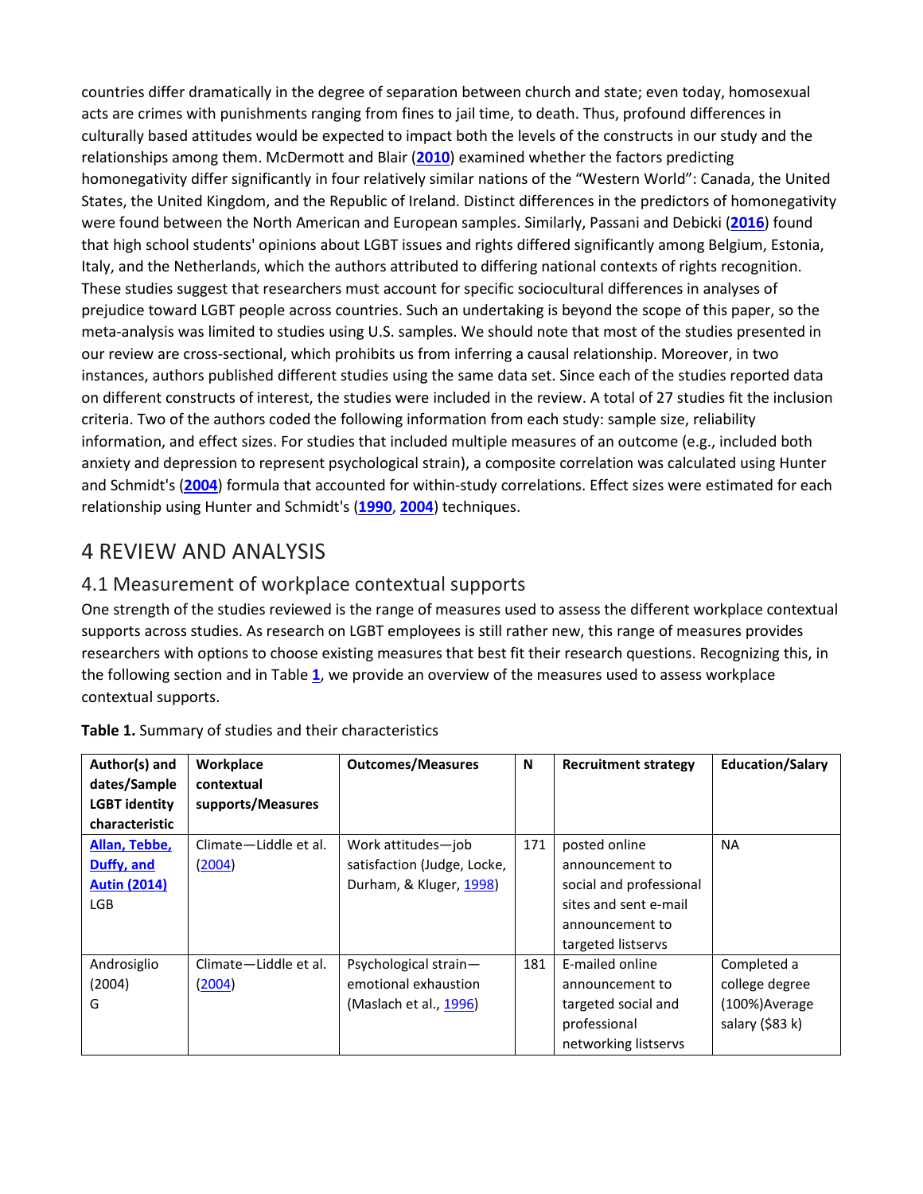countries differ dramatically in the degree of separation between church and state; even today, homosexual acts are crimes with punishments ranging from fines to jail time, to death. Thus, profound differences in culturally based attitudes would be expected to impact both the levels of the constructs in our study and the relationships among them. McDermott and Blair (**2010**) examined whether the factors predicting homonegativity differ significantly in four relatively similar nations of the "Western World": Canada, the United States, the United Kingdom, and the Republic of Ireland. Distinct differences in the predictors of homonegativity were found between the North American and European samples. Similarly, Passani and Debicki (**2016**) found that high school students' opinions about LGBT issues and rights differed significantly among Belgium, Estonia, Italy, and the Netherlands, which the authors attributed to differing national contexts of rights recognition. These studies suggest that researchers must account for specific sociocultural differences in analyses of prejudice toward LGBT people across countries. Such an undertaking is beyond the scope of this paper, so the meta-analysis was limited to studies using U.S. samples. We should note that most of the studies presented in our review are cross-sectional, which prohibits us from inferring a causal relationship. Moreover, in two instances, authors published different studies using the same data set. Since each of the studies reported data on different constructs of interest, the studies were included in the review. A total of 27 studies fit the inclusion criteria. Two of the authors coded the following information from each study: sample size, reliability information, and effect sizes. For studies that included multiple measures of an outcome (e.g., included both anxiety and depression to represent psychological strain), a composite correlation was calculated using Hunter and Schmidt's (**2004**) formula that accounted for within-study correlations. Effect sizes were estimated for each relationship using Hunter and Schmidt's (**1990**, **2004**) techniques.

## 4 REVIEW AND ANALYSIS

### 4.1 Measurement of workplace contextual supports

One strength of the studies reviewed is the range of measures used to assess the different workplace contextual supports across studies. As research on LGBT employees is still rather new, this range of measures provides researchers with options to choose existing measures that best fit their research questions. Recognizing this, in the following section and in Table **1**, we provide an overview of the measures used to assess workplace contextual supports.

**Table 1.** Summary of studies and their characteristics

| Author(s) and dates/Sample LGBT identity characteristic | Workplace contextual supports/Measures | Outcomes/Measures | N | Recruitment strategy | Education/Salary |
|---|---|---|---|---|---|
| **Allan, Tebbe, Duffy, and Autin (2014)** LGB | Climate—Liddle et al. (2004) | Work attitudes—job satisfaction (Judge, Locke, Durham, & Kluger, 1998) | 171 | posted online announcement to social and professional sites and sent e-mail announcement to targeted listservs | NA |
| Androsiglio (2004) G | Climate—Liddle et al. (2004) | Psychological strain—emotional exhaustion (Maslach et al., 1996) | 181 | E-mailed online announcement to targeted social and professional networking listservs | Completed a college degree (100%)Average salary ($83 k) |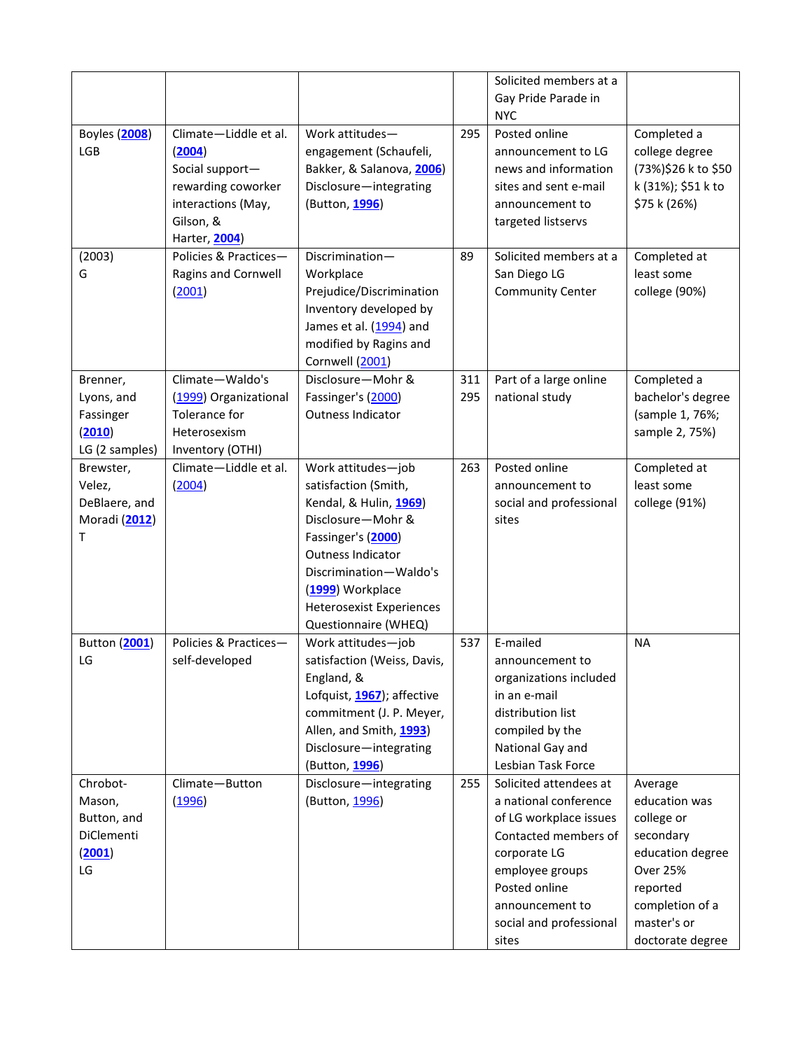| | | | | Solicited members at a Gay Pride Parade in NYC | |
|---|---|---|---|---|---|
| Boyles (2008) LGB | Climate—Liddle et al. (2004) Social support—rewarding coworker interactions (May, Gilson, & Harter, 2004) | Work attitudes—engagement (Schaufeli, Bakker, & Salanova, 2006) Disclosure—integrating (Button, 1996) | 295 | Posted online announcement to LG news and information sites and sent e-mail announcement to targeted listservs | Completed a college degree (73%)$26 k to $50 k (31%); $51 k to $75 k (26%) |
| (2003) G | Policies & Practices—Ragins and Cornwell (2001) | Discrimination—Workplace Prejudice/Discrimination Inventory developed by James et al. (1994) and modified by Ragins and Cornwell (2001) | 89 | Solicited members at a San Diego LG Community Center | Completed at least some college (90%) |
| Brenner, Lyons, and Fassinger (2010) LG (2 samples) | Climate—Waldo's (1999) Organizational Tolerance for Heterosexism Inventory (OTHI) | Disclosure—Mohr & Fassinger's (2000) Outness Indicator | 311 295 | Part of a large online national study | Completed a bachelor's degree (sample 1, 76%; sample 2, 75%) |
| Brewster, Velez, DeBlaere, and Moradi (2012) T | Climate—Liddle et al. (2004) | Work attitudes—job satisfaction (Smith, Kendal, & Hulin, 1969) Disclosure—Mohr & Fassinger's (2000) Outness Indicator Discrimination—Waldo's (1999) Workplace Heterosexist Experiences Questionnaire (WHEQ) | 263 | Posted online announcement to social and professional sites | Completed at least some college (91%) |
| Button (2001) LG | Policies & Practices—self-developed | Work attitudes—job satisfaction (Weiss, Davis, England, & Lofquist, 1967); affective commitment (J. P. Meyer, Allen, and Smith, 1993) Disclosure—integrating (Button, 1996) | 537 | E-mailed announcement to organizations included in an e-mail distribution list compiled by the National Gay and Lesbian Task Force | NA |
| Chrobot-Mason, Button, and DiClementi (2001) LG | Climate—Button (1996) | Disclosure—integrating (Button, 1996) | 255 | Solicited attendees at a national conference of LG workplace issues Contacted members of corporate LG employee groups Posted online announcement to social and professional sites | Average education was college or secondary education degree Over 25% reported completion of a master's or doctorate degree |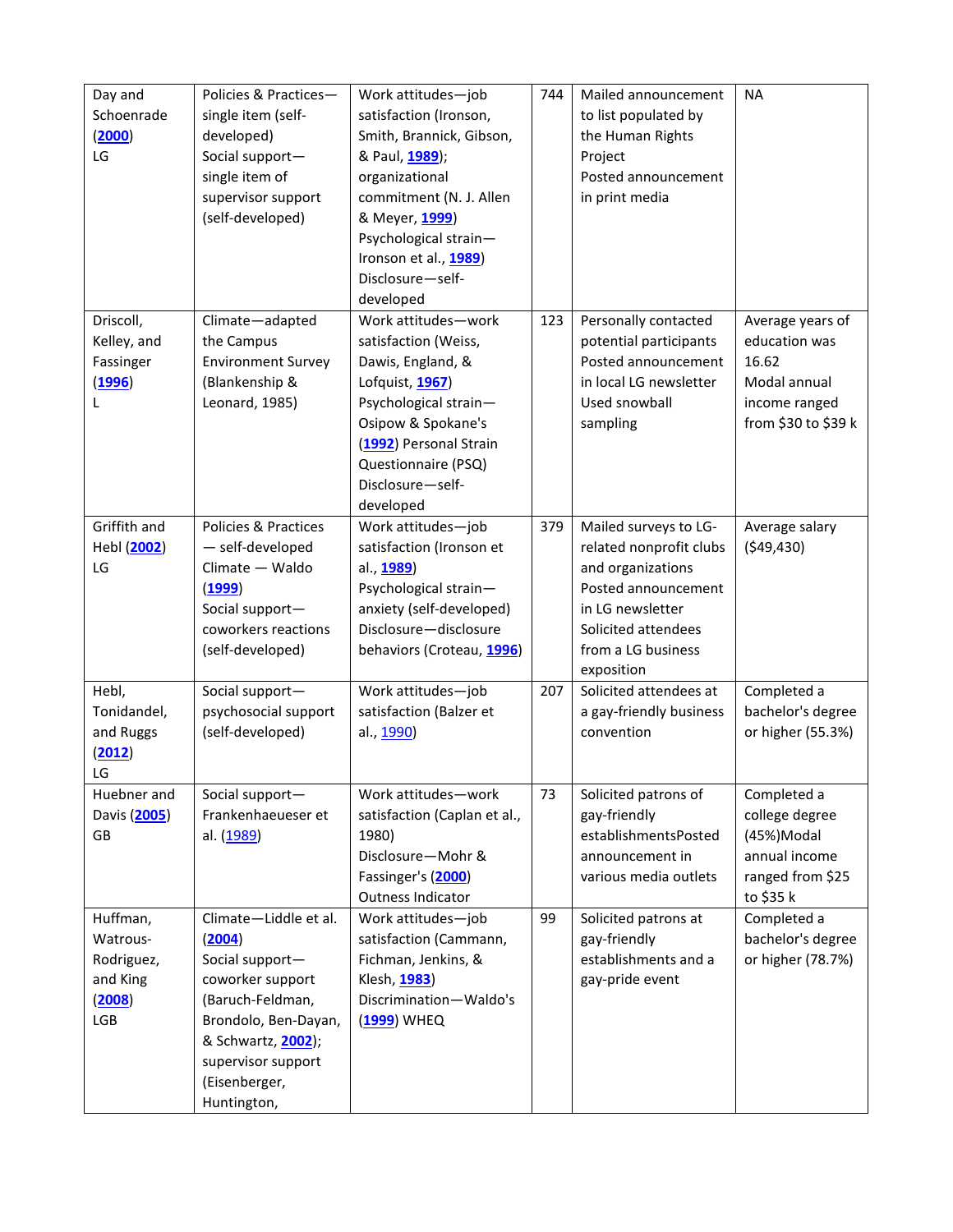| Day and Schoenrade (2000) LG | Policies & Practices—single item (self-developed) Social support—single item of supervisor support (self-developed) | Work attitudes—job satisfaction (Ironson, Smith, Brannick, Gibson, & Paul, 1989); organizational commitment (N. J. Allen & Meyer, 1999) Psychological strain—Ironson et al., 1989) Disclosure—self-developed | 744 | Mailed announcement to list populated by the Human Rights Project Posted announcement in print media | NA |
|---|---|---|---|---|---|
| Driscoll, Kelley, and Fassinger (1996) L | Climate—adapted the Campus Environment Survey (Blankenship & Leonard, 1985) | Work attitudes—work satisfaction (Weiss, Dawis, England, & Lofquist, 1967) Psychological strain—Osipow & Spokane's (1992) Personal Strain Questionnaire (PSQ) Disclosure—self-developed | 123 | Personally contacted potential participants Posted announcement in local LG newsletter Used snowball sampling | Average years of education was 16.62 Modal annual income ranged from $30 to $39 k |
| Griffith and Hebl (2002) LG | Policies & Practices — self-developed Climate — Waldo (1999) Social support—coworkers reactions (self-developed) | Work attitudes—job satisfaction (Ironson et al., 1989) Psychological strain—anxiety (self-developed) Disclosure—disclosure behaviors (Croteau, 1996) | 379 | Mailed surveys to LG-related nonprofit clubs and organizations Posted announcement in LG newsletter Solicited attendees from a LG business exposition | Average salary ($49,430) |
| Hebl, Tonidandel, and Ruggs (2012) LG | Social support—psychosocial support (self-developed) | Work attitudes—job satisfaction (Balzer et al., 1990) | 207 | Solicited attendees at a gay-friendly business convention | Completed a bachelor's degree or higher (55.3%) |
| Huebner and Davis (2005) GB | Social support—Frankenhaeueser et al. (1989) | Work attitudes—work satisfaction (Caplan et al., 1980) Disclosure—Mohr & Fassinger's (2000) Outness Indicator | 73 | Solicited patrons of gay-friendly establishmentsPosted announcement in various media outlets | Completed a college degree (45%)Modal annual income ranged from $25 to $35 k |
| Huffman, Watrous-Rodriguez, and King (2008) LGB | Climate—Liddle et al. (2004) Social support—coworker support (Baruch-Feldman, Brondolo, Ben-Dayan, & Schwartz, 2002); supervisor support (Eisenberger, Huntington, | Work attitudes—job satisfaction (Cammann, Fichman, Jenkins, & Klesh, 1983) Discrimination—Waldo's (1999) WHEQ | 99 | Solicited patrons at gay-friendly establishments and a gay-pride event | Completed a bachelor's degree or higher (78.7%) |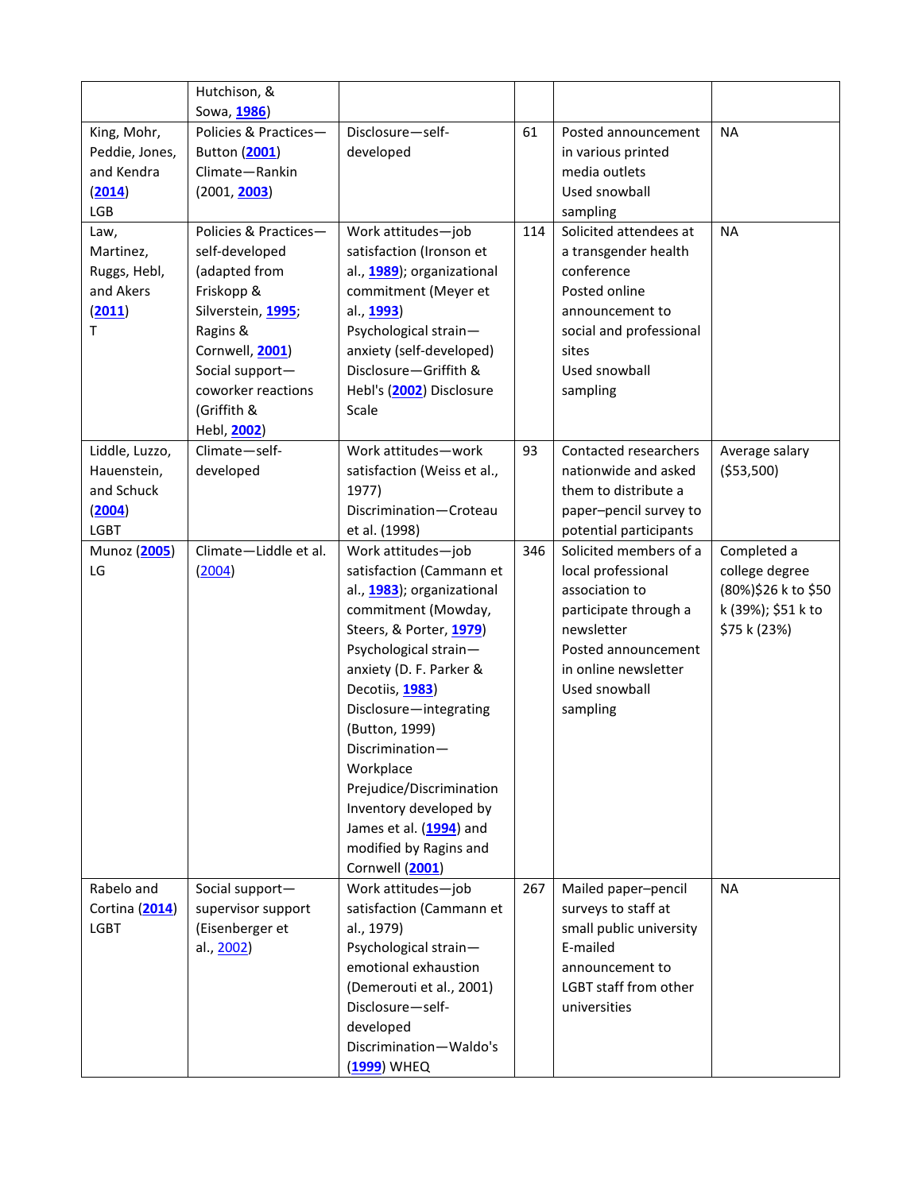| | | | | | |
|---|---|---|---|---|---|
| | Hutchison, & Sowa, 1986) | | | | |
| King, Mohr, Peddie, Jones, and Kendra (2014) LGB | Policies & Practices—Button (2001) Climate—Rankin (2001, 2003) | Disclosure—self-developed | 61 | Posted announcement in various printed media outlets Used snowball sampling | NA |
| Law, Martinez, Ruggs, Hebl, and Akers (2011) T | Policies & Practices—self-developed (adapted from Friskopp & Silverstein, 1995; Ragins & Cornwell, 2001) Social support—coworker reactions (Griffith & Hebl, 2002) | Work attitudes—job satisfaction (Ironson et al., 1989); organizational commitment (Meyer et al., 1993) Psychological strain—anxiety (self-developed) Disclosure—Griffith & Hebl's (2002) Disclosure Scale | 114 | Solicited attendees at a transgender health conference Posted online announcement to social and professional sites Used snowball sampling | NA |
| Liddle, Luzzo, Hauenstein, and Schuck (2004) LGBT | Climate—self-developed | Work attitudes—work satisfaction (Weiss et al., 1977) Discrimination—Croteau et al. (1998) | 93 | Contacted researchers nationwide and asked them to distribute a paper–pencil survey to potential participants | Average salary ($53,500) |
| Munoz (2005) LG | Climate—Liddle et al. (2004) | Work attitudes—job satisfaction (Cammann et al., 1983); organizational commitment (Mowday, Steers, & Porter, 1979) Psychological strain—anxiety (D. F. Parker & Decotiis, 1983) Disclosure—integrating (Button, 1999) Discrimination—Workplace Prejudice/Discrimination Inventory developed by James et al. (1994) and modified by Ragins and Cornwell (2001) | 346 | Solicited members of a local professional association to participate through a newsletter Posted announcement in online newsletter Used snowball sampling | Completed a college degree (80%)$26 k to $50 k (39%); $51 k to $75 k (23%) |
| Rabelo and Cortina (2014) LGBT | Social support—supervisor support (Eisenberger et al., 2002) | Work attitudes—job satisfaction (Cammann et al., 1979) Psychological strain—emotional exhaustion (Demerouti et al., 2001) Disclosure—self-developed Discrimination—Waldo's (1999) WHEQ | 267 | Mailed paper–pencil surveys to staff at small public university E-mailed announcement to LGBT staff from other universities | NA |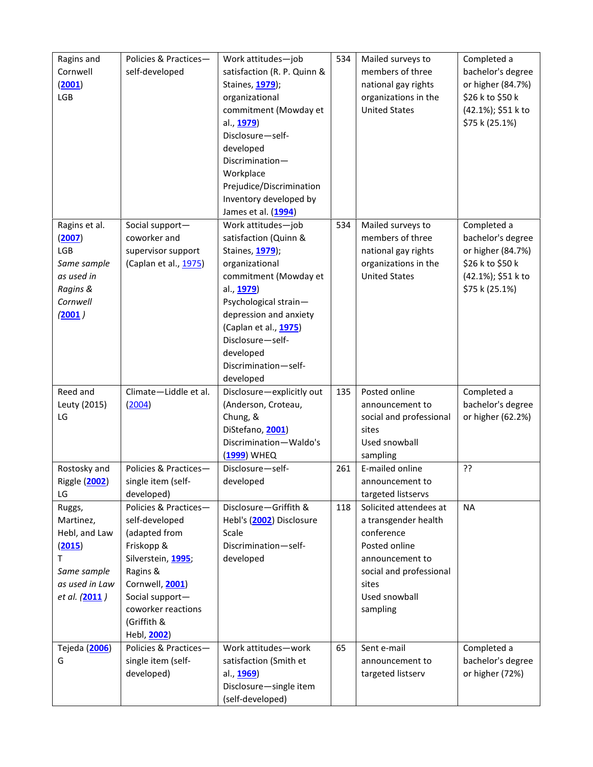| | | | | | |
|---|---|---|---|---|---|
| Ragins and Cornwell (2001) LGB | Policies & Practices—self-developed | Work attitudes—job satisfaction (R. P. Quinn & Staines, 1979); organizational commitment (Mowday et al., 1979) Disclosure—self-developed Discrimination—Workplace Prejudice/Discrimination Inventory developed by James et al. (1994) | 534 | Mailed surveys to members of three national gay rights organizations in the United States | Completed a bachelor's degree or higher (84.7%) $26 k to $50 k (42.1%); $51 k to $75 k (25.1%) |
| Ragins et al. (2007) LGB *Same sample as used in Ragins & Cornwell (2001)* | Social support—coworker and supervisor support (Caplan et al., 1975) | Work attitudes—job satisfaction (Quinn & Staines, 1979); organizational commitment (Mowday et al., 1979) Psychological strain—depression and anxiety (Caplan et al., 1975) Disclosure—self-developed Discrimination—self-developed | 534 | Mailed surveys to members of three national gay rights organizations in the United States | Completed a bachelor's degree or higher (84.7%) $26 k to $50 k (42.1%); $51 k to $75 k (25.1%) |
| Reed and Leuty (2015) LG | Climate—Liddle et al. (2004) | Disclosure—explicitly out (Anderson, Croteau, Chung, & DiStefano, 2001) Discrimination—Waldo's (1999) WHEQ | 135 | Posted online announcement to social and professional sites Used snowball sampling | Completed a bachelor's degree or higher (62.2%) |
| Rostosky and Riggle (2002) LG | Policies & Practices—single item (self-developed) | Disclosure—self-developed | 261 | E-mailed online announcement to targeted listservs | ?? |
| Ruggs, Martinez, Hebl, and Law (2015) T *Same sample as used in Law et al. (2011)* | Policies & Practices—self-developed (adapted from Friskopp & Silverstein, 1995; Ragins & Cornwell, 2001) Social support—coworker reactions (Griffith & Hebl, 2002) | Disclosure—Griffith & Hebl's (2002) Disclosure Scale Discrimination—self-developed | 118 | Solicited attendees at a transgender health conference Posted online announcement to social and professional sites Used snowball sampling | NA |
| Tejeda (2006) G | Policies & Practices—single item (self-developed) | Work attitudes—work satisfaction (Smith et al., 1969) Disclosure—single item (self-developed) | 65 | Sent e-mail announcement to targeted listserv | Completed a bachelor's degree or higher (72%) |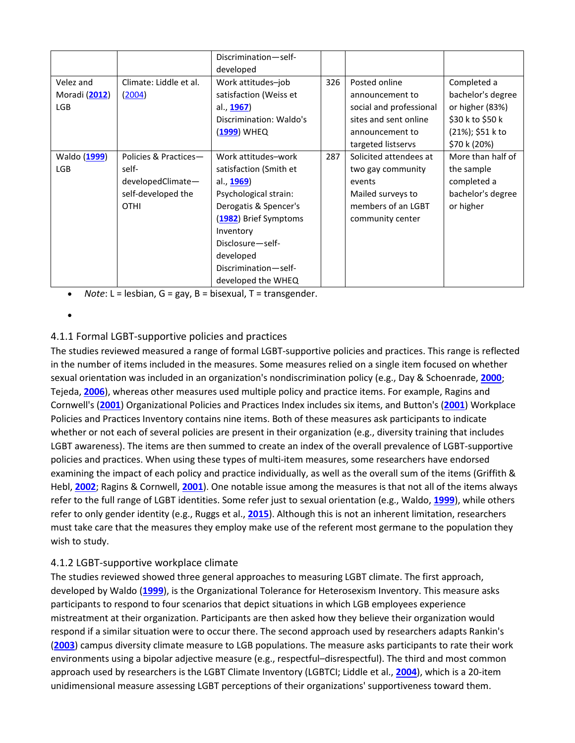|  |  | Discrimination—self-developed |  |  |  |
|---|---|---|---|---|---|
| Velez and Moradi (2012) LGB | Climate: Liddle et al. (2004) | Work attitudes–job satisfaction (Weiss et al., 1967) Discrimination: Waldo's (1999) WHEQ | 326 | Posted online announcement to social and professional sites and sent online announcement to targeted listservs | Completed a bachelor's degree or higher (83%) $30 k to $50 k (21%); $51 k to $70 k (20%) |
| Waldo (1999) LGB | Policies & Practices—self-developedClimate—self-developed the OTHI | Work attitudes–work satisfaction (Smith et al., 1969) Psychological strain: Derogatis & Spencer's (1982) Brief Symptoms Inventory Disclosure—self-developed Discrimination—self-developed the WHEQ | 287 | Solicited attendees at two gay community events Mailed surveys to members of an LGBT community center | More than half of the sample completed a bachelor's degree or higher |

- *Note*: L = lesbian, G = gay, B = bisexual, T = transgender.

### 4.1.1 Formal LGBT-supportive policies and practices

The studies reviewed measured a range of formal LGBT-supportive policies and practices. This range is reflected in the number of items included in the measures. Some measures relied on a single item focused on whether sexual orientation was included in an organization's nondiscrimination policy (e.g., Day & Schoenrade, 2000; Tejeda, 2006), whereas other measures used multiple policy and practice items. For example, Ragins and Cornwell's (2001) Organizational Policies and Practices Index includes six items, and Button's (2001) Workplace Policies and Practices Inventory contains nine items. Both of these measures ask participants to indicate whether or not each of several policies are present in their organization (e.g., diversity training that includes LGBT awareness). The items are then summed to create an index of the overall prevalence of LGBT-supportive policies and practices. When using these types of multi-item measures, some researchers have endorsed examining the impact of each policy and practice individually, as well as the overall sum of the items (Griffith & Hebl, 2002; Ragins & Cornwell, 2001). One notable issue among the measures is that not all of the items always refer to the full range of LGBT identities. Some refer just to sexual orientation (e.g., Waldo, 1999), while others refer to only gender identity (e.g., Ruggs et al., 2015). Although this is not an inherent limitation, researchers must take care that the measures they employ make use of the referent most germane to the population they wish to study.

### 4.1.2 LGBT-supportive workplace climate

The studies reviewed showed three general approaches to measuring LGBT climate. The first approach, developed by Waldo (1999), is the Organizational Tolerance for Heterosexism Inventory. This measure asks participants to respond to four scenarios that depict situations in which LGB employees experience mistreatment at their organization. Participants are then asked how they believe their organization would respond if a similar situation were to occur there. The second approach used by researchers adapts Rankin's (2003) campus diversity climate measure to LGB populations. The measure asks participants to rate their work environments using a bipolar adjective measure (e.g., respectful–disrespectful). The third and most common approach used by researchers is the LGBT Climate Inventory (LGBTCI; Liddle et al., 2004), which is a 20-item unidimensional measure assessing LGBT perceptions of their organizations' supportiveness toward them.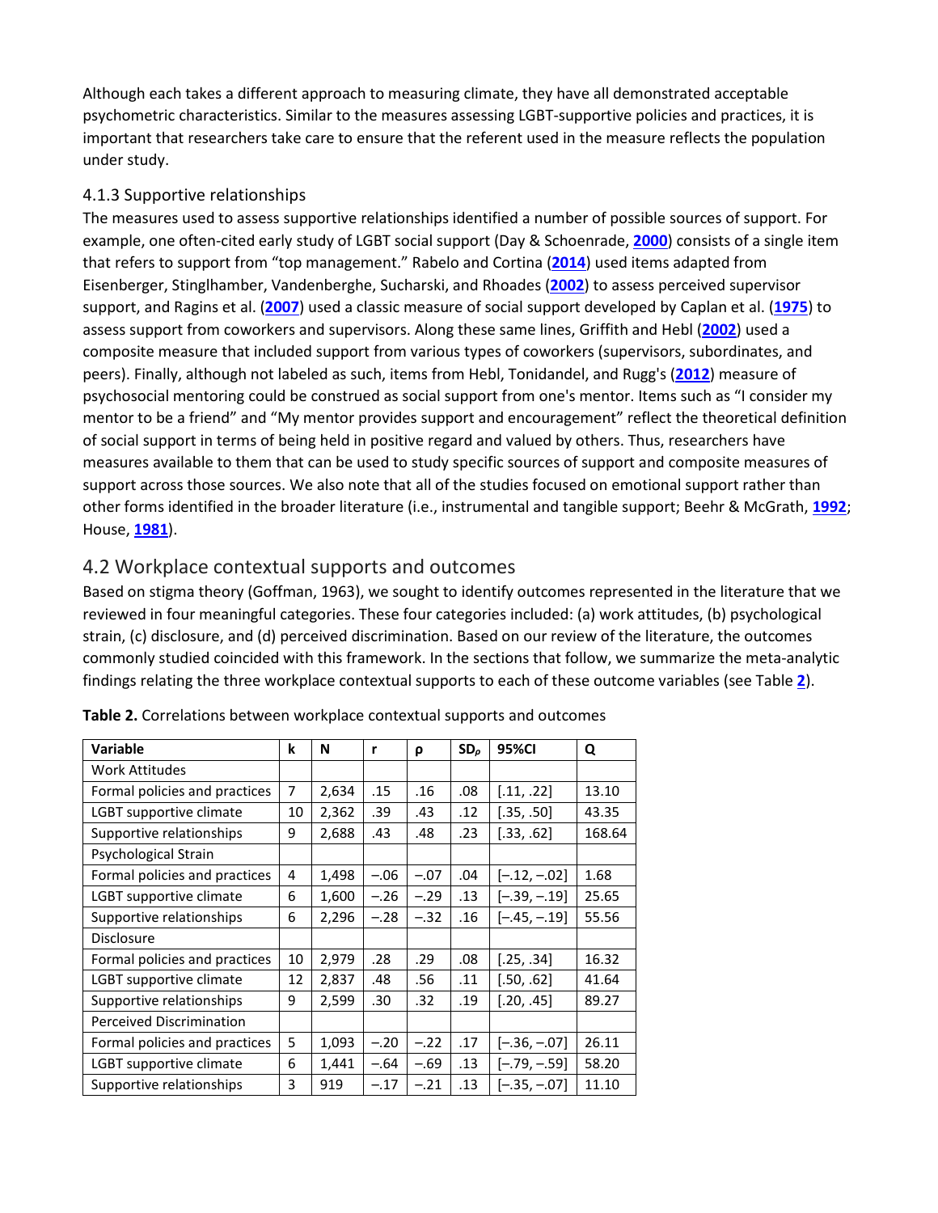Although each takes a different approach to measuring climate, they have all demonstrated acceptable psychometric characteristics. Similar to the measures assessing LGBT-supportive policies and practices, it is important that researchers take care to ensure that the referent used in the measure reflects the population under study.

### 4.1.3 Supportive relationships

The measures used to assess supportive relationships identified a number of possible sources of support. For example, one often-cited early study of LGBT social support (Day & Schoenrade, **2000**) consists of a single item that refers to support from "top management." Rabelo and Cortina (**2014**) used items adapted from Eisenberger, Stinglhamber, Vandenberghe, Sucharski, and Rhoades (**2002**) to assess perceived supervisor support, and Ragins et al. (**2007**) used a classic measure of social support developed by Caplan et al. (**1975**) to assess support from coworkers and supervisors. Along these same lines, Griffith and Hebl (**2002**) used a composite measure that included support from various types of coworkers (supervisors, subordinates, and peers). Finally, although not labeled as such, items from Hebl, Tonidandel, and Rugg's (**2012**) measure of psychosocial mentoring could be construed as social support from one's mentor. Items such as "I consider my mentor to be a friend" and "My mentor provides support and encouragement" reflect the theoretical definition of social support in terms of being held in positive regard and valued by others. Thus, researchers have measures available to them that can be used to study specific sources of support and composite measures of support across those sources. We also note that all of the studies focused on emotional support rather than other forms identified in the broader literature (i.e., instrumental and tangible support; Beehr & McGrath, **1992**; House, **1981**).

## 4.2 Workplace contextual supports and outcomes

Based on stigma theory (Goffman, 1963), we sought to identify outcomes represented in the literature that we reviewed in four meaningful categories. These four categories included: (a) work attitudes, (b) psychological strain, (c) disclosure, and (d) perceived discrimination. Based on our review of the literature, the outcomes commonly studied coincided with this framework. In the sections that follow, we summarize the meta-analytic findings relating the three workplace contextual supports to each of these outcome variables (see Table **2**).

**Table 2.** Correlations between workplace contextual supports and outcomes

| Variable | k | N | r | ρ | $SD_ρ$ | 95%CI | Q |
|---|---|---|---|---|---|---|---|
| Work Attitudes | | | | | | | |
| Formal policies and practices | 7 | 2,634 | .15 | .16 | .08 | [.11, .22] | 13.10 |
| LGBT supportive climate | 10 | 2,362 | .39 | .43 | .12 | [.35, .50] | 43.35 |
| Supportive relationships | 9 | 2,688 | .43 | .48 | .23 | [.33, .62] | 168.64 |
| Psychological Strain | | | | | | | |
| Formal policies and practices | 4 | 1,498 | −.06 | −.07 | .04 | [−.12, −.02] | 1.68 |
| LGBT supportive climate | 6 | 1,600 | −.26 | −.29 | .13 | [−.39, −.19] | 25.65 |
| Supportive relationships | 6 | 2,296 | −.28 | −.32 | .16 | [−.45, −.19] | 55.56 |
| Disclosure | | | | | | | |
| Formal policies and practices | 10 | 2,979 | .28 | .29 | .08 | [.25, .34] | 16.32 |
| LGBT supportive climate | 12 | 2,837 | .48 | .56 | .11 | [.50, .62] | 41.64 |
| Supportive relationships | 9 | 2,599 | .30 | .32 | .19 | [.20, .45] | 89.27 |
| Perceived Discrimination | | | | | | | |
| Formal policies and practices | 5 | 1,093 | −.20 | −.22 | .17 | [−.36, −.07] | 26.11 |
| LGBT supportive climate | 6 | 1,441 | −.64 | −.69 | .13 | [−.79, −.59] | 58.20 |
| Supportive relationships | 3 | 919 | −.17 | −.21 | .13 | [−.35, −.07] | 11.10 |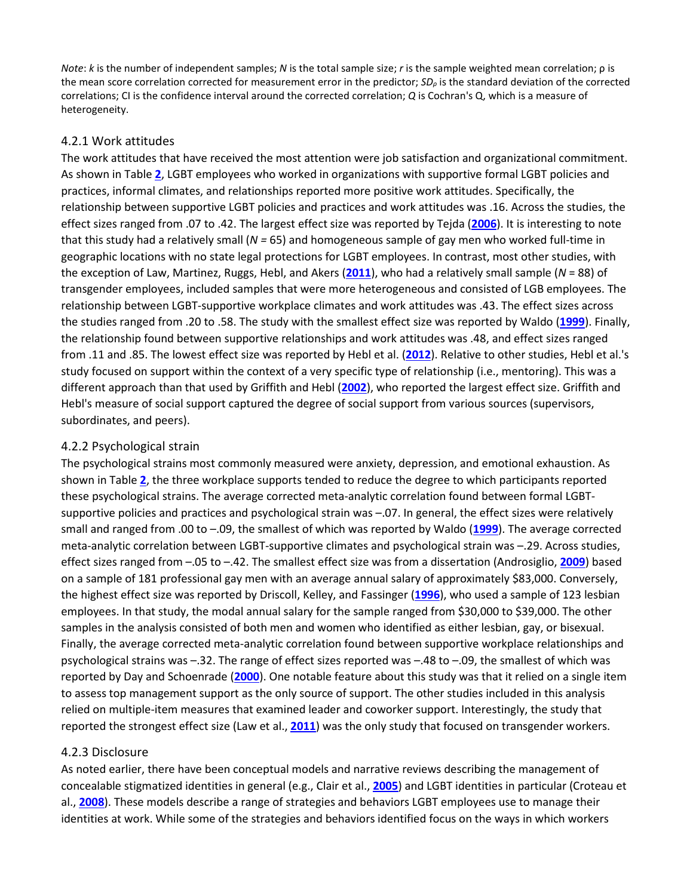*Note*: *k* is the number of independent samples; *N* is the total sample size; *r* is the sample weighted mean correlation; ρ is the mean score correlation corrected for measurement error in the predictor; $SD_\rho$ is the standard deviation of the corrected correlations; CI is the confidence interval around the corrected correlation; *Q* is Cochran's Q, which is a measure of heterogeneity.

### 4.2.1 Work attitudes

The work attitudes that have received the most attention were job satisfaction and organizational commitment. As shown in Table **2**, LGBT employees who worked in organizations with supportive formal LGBT policies and practices, informal climates, and relationships reported more positive work attitudes. Specifically, the relationship between supportive LGBT policies and practices and work attitudes was .16. Across the studies, the effect sizes ranged from .07 to .42. The largest effect size was reported by Tejda (**2006**). It is interesting to note that this study had a relatively small (*N* = 65) and homogeneous sample of gay men who worked full-time in geographic locations with no state legal protections for LGBT employees. In contrast, most other studies, with the exception of Law, Martinez, Ruggs, Hebl, and Akers (**2011**), who had a relatively small sample (*N* = 88) of transgender employees, included samples that were more heterogeneous and consisted of LGB employees. The relationship between LGBT-supportive workplace climates and work attitudes was .43. The effect sizes across the studies ranged from .20 to .58. The study with the smallest effect size was reported by Waldo (**1999**). Finally, the relationship found between supportive relationships and work attitudes was .48, and effect sizes ranged from .11 and .85. The lowest effect size was reported by Hebl et al. (**2012**). Relative to other studies, Hebl et al.'s study focused on support within the context of a very specific type of relationship (i.e., mentoring). This was a different approach than that used by Griffith and Hebl (**2002**), who reported the largest effect size. Griffith and Hebl's measure of social support captured the degree of social support from various sources (supervisors, subordinates, and peers).

### 4.2.2 Psychological strain

The psychological strains most commonly measured were anxiety, depression, and emotional exhaustion. As shown in Table **2**, the three workplace supports tended to reduce the degree to which participants reported these psychological strains. The average corrected meta-analytic correlation found between formal LGBT-supportive policies and practices and psychological strain was –.07. In general, the effect sizes were relatively small and ranged from .00 to –.09, the smallest of which was reported by Waldo (**1999**). The average corrected meta-analytic correlation between LGBT-supportive climates and psychological strain was –.29. Across studies, effect sizes ranged from –.05 to –.42. The smallest effect size was from a dissertation (Androsiglio, **2009**) based on a sample of 181 professional gay men with an average annual salary of approximately $83,000. Conversely, the highest effect size was reported by Driscoll, Kelley, and Fassinger (**1996**), who used a sample of 123 lesbian employees. In that study, the modal annual salary for the sample ranged from $30,000 to $39,000. The other samples in the analysis consisted of both men and women who identified as either lesbian, gay, or bisexual. Finally, the average corrected meta-analytic correlation found between supportive workplace relationships and psychological strains was –.32. The range of effect sizes reported was –.48 to –.09, the smallest of which was reported by Day and Schoenrade (**2000**). One notable feature about this study was that it relied on a single item to assess top management support as the only source of support. The other studies included in this analysis relied on multiple-item measures that examined leader and coworker support. Interestingly, the study that reported the strongest effect size (Law et al., **2011**) was the only study that focused on transgender workers.

### 4.2.3 Disclosure

As noted earlier, there have been conceptual models and narrative reviews describing the management of concealable stigmatized identities in general (e.g., Clair et al., **2005**) and LGBT identities in particular (Croteau et al., **2008**). These models describe a range of strategies and behaviors LGBT employees use to manage their identities at work. While some of the strategies and behaviors identified focus on the ways in which workers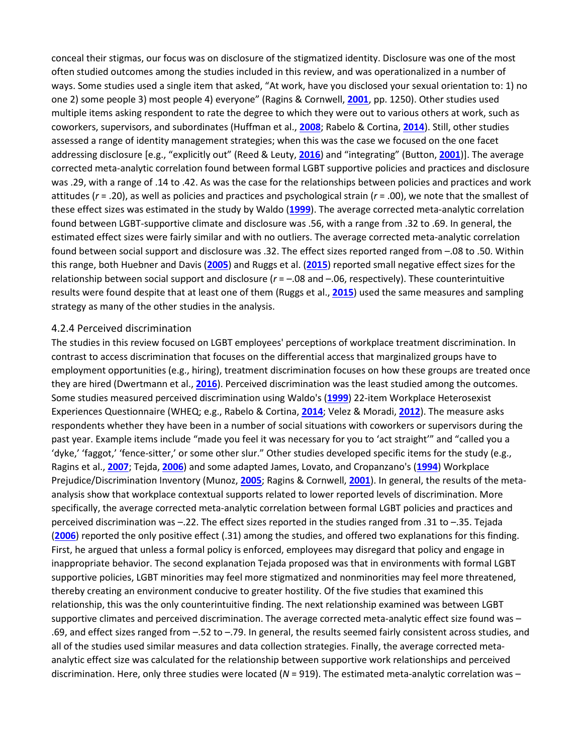conceal their stigmas, our focus was on disclosure of the stigmatized identity. Disclosure was one of the most often studied outcomes among the studies included in this review, and was operationalized in a number of ways. Some studies used a single item that asked, "At work, have you disclosed your sexual orientation to: 1) no one 2) some people 3) most people 4) everyone" (Ragins & Cornwell, **2001**, pp. 1250). Other studies used multiple items asking respondent to rate the degree to which they were out to various others at work, such as coworkers, supervisors, and subordinates (Huffman et al., **2008**; Rabelo & Cortina, **2014**). Still, other studies assessed a range of identity management strategies; when this was the case we focused on the one facet addressing disclosure [e.g., "explicitly out" (Reed & Leuty, **2016**) and "integrating" (Button, **2001**)]. The average corrected meta-analytic correlation found between formal LGBT supportive policies and practices and disclosure was .29, with a range of .14 to .42. As was the case for the relationships between policies and practices and work attitudes (*r* = .20), as well as policies and practices and psychological strain (*r* = .00), we note that the smallest of these effect sizes was estimated in the study by Waldo (**1999**). The average corrected meta-analytic correlation found between LGBT-supportive climate and disclosure was .56, with a range from .32 to .69. In general, the estimated effect sizes were fairly similar and with no outliers. The average corrected meta-analytic correlation found between social support and disclosure was .32. The effect sizes reported ranged from –.08 to .50. Within this range, both Huebner and Davis (**2005**) and Ruggs et al. (**2015**) reported small negative effect sizes for the relationship between social support and disclosure (*r* = –.08 and –.06, respectively). These counterintuitive results were found despite that at least one of them (Ruggs et al., **2015**) used the same measures and sampling strategy as many of the other studies in the analysis.

#### 4.2.4 Perceived discrimination

The studies in this review focused on LGBT employees' perceptions of workplace treatment discrimination. In contrast to access discrimination that focuses on the differential access that marginalized groups have to employment opportunities (e.g., hiring), treatment discrimination focuses on how these groups are treated once they are hired (Dwertmann et al., **2016**). Perceived discrimination was the least studied among the outcomes. Some studies measured perceived discrimination using Waldo's (**1999**) 22-item Workplace Heterosexist Experiences Questionnaire (WHEQ; e.g., Rabelo & Cortina, **2014**; Velez & Moradi, **2012**). The measure asks respondents whether they have been in a number of social situations with coworkers or supervisors during the past year. Example items include "made you feel it was necessary for you to 'act straight'" and "called you a 'dyke,' 'faggot,' 'fence-sitter,' or some other slur." Other studies developed specific items for the study (e.g., Ragins et al., **2007**; Tejda, **2006**) and some adapted James, Lovato, and Cropanzano's (**1994**) Workplace Prejudice/Discrimination Inventory (Munoz, **2005**; Ragins & Cornwell, **2001**). In general, the results of the meta-analysis show that workplace contextual supports related to lower reported levels of discrimination. More specifically, the average corrected meta-analytic correlation between formal LGBT policies and practices and perceived discrimination was –.22. The effect sizes reported in the studies ranged from .31 to –.35. Tejada (**2006**) reported the only positive effect (.31) among the studies, and offered two explanations for this finding. First, he argued that unless a formal policy is enforced, employees may disregard that policy and engage in inappropriate behavior. The second explanation Tejada proposed was that in environments with formal LGBT supportive policies, LGBT minorities may feel more stigmatized and nonminorities may feel more threatened, thereby creating an environment conducive to greater hostility. Of the five studies that examined this relationship, this was the only counterintuitive finding. The next relationship examined was between LGBT supportive climates and perceived discrimination. The average corrected meta-analytic effect size found was –.69, and effect sizes ranged from –.52 to –.79. In general, the results seemed fairly consistent across studies, and all of the studies used similar measures and data collection strategies. Finally, the average corrected meta-analytic effect size was calculated for the relationship between supportive work relationships and perceived discrimination. Here, only three studies were located (*N* = 919). The estimated meta-analytic correlation was –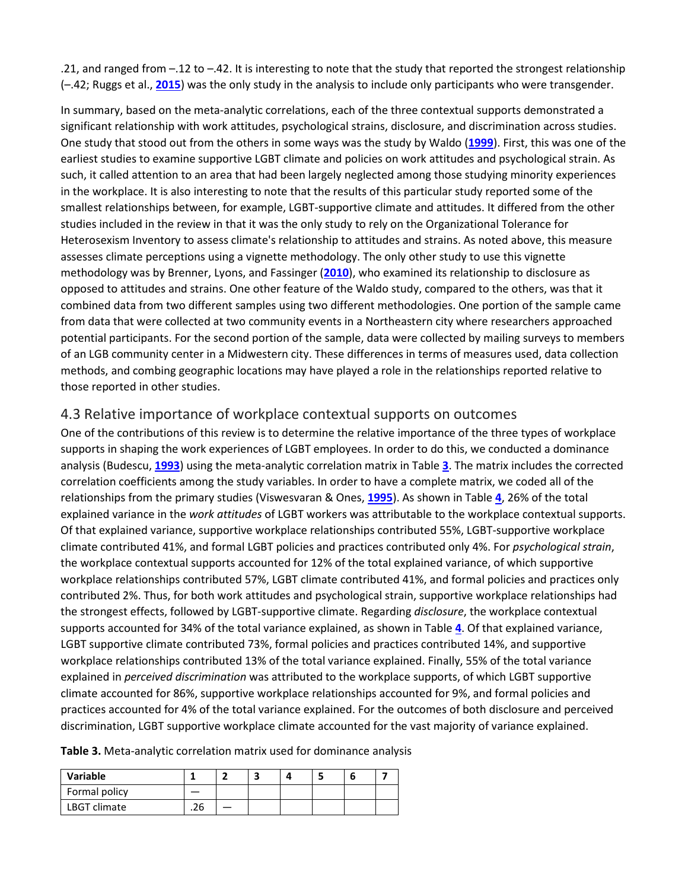.21, and ranged from –.12 to –.42. It is interesting to note that the study that reported the strongest relationship (–.42; Ruggs et al., **2015**) was the only study in the analysis to include only participants who were transgender.

In summary, based on the meta-analytic correlations, each of the three contextual supports demonstrated a significant relationship with work attitudes, psychological strains, disclosure, and discrimination across studies. One study that stood out from the others in some ways was the study by Waldo (**1999**). First, this was one of the earliest studies to examine supportive LGBT climate and policies on work attitudes and psychological strain. As such, it called attention to an area that had been largely neglected among those studying minority experiences in the workplace. It is also interesting to note that the results of this particular study reported some of the smallest relationships between, for example, LGBT-supportive climate and attitudes. It differed from the other studies included in the review in that it was the only study to rely on the Organizational Tolerance for Heterosexism Inventory to assess climate's relationship to attitudes and strains. As noted above, this measure assesses climate perceptions using a vignette methodology. The only other study to use this vignette methodology was by Brenner, Lyons, and Fassinger (**2010**), who examined its relationship to disclosure as opposed to attitudes and strains. One other feature of the Waldo study, compared to the others, was that it combined data from two different samples using two different methodologies. One portion of the sample came from data that were collected at two community events in a Northeastern city where researchers approached potential participants. For the second portion of the sample, data were collected by mailing surveys to members of an LGB community center in a Midwestern city. These differences in terms of measures used, data collection methods, and combing geographic locations may have played a role in the relationships reported relative to those reported in other studies.

## 4.3 Relative importance of workplace contextual supports on outcomes

One of the contributions of this review is to determine the relative importance of the three types of workplace supports in shaping the work experiences of LGBT employees. In order to do this, we conducted a dominance analysis (Budescu, **1993**) using the meta-analytic correlation matrix in Table **3**. The matrix includes the corrected correlation coefficients among the study variables. In order to have a complete matrix, we coded all of the relationships from the primary studies (Viswesvaran & Ones, **1995**). As shown in Table **4**, 26% of the total explained variance in the *work attitudes* of LGBT workers was attributable to the workplace contextual supports. Of that explained variance, supportive workplace relationships contributed 55%, LGBT-supportive workplace climate contributed 41%, and formal LGBT policies and practices contributed only 4%. For *psychological strain*, the workplace contextual supports accounted for 12% of the total explained variance, of which supportive workplace relationships contributed 57%, LGBT climate contributed 41%, and formal policies and practices only contributed 2%. Thus, for both work attitudes and psychological strain, supportive workplace relationships had the strongest effects, followed by LGBT-supportive climate. Regarding *disclosure*, the workplace contextual supports accounted for 34% of the total variance explained, as shown in Table **4**. Of that explained variance, LGBT supportive climate contributed 73%, formal policies and practices contributed 14%, and supportive workplace relationships contributed 13% of the total variance explained. Finally, 55% of the total variance explained in *perceived discrimination* was attributed to the workplace supports, of which LGBT supportive climate accounted for 86%, supportive workplace relationships accounted for 9%, and formal policies and practices accounted for 4% of the total variance explained. For the outcomes of both disclosure and perceived discrimination, LGBT supportive workplace climate accounted for the vast majority of variance explained.

**Table 3.** Meta-analytic correlation matrix used for dominance analysis

| Variable | 1 | 2 | 3 | 4 | 5 | 6 | 7 |
|---|---|---|---|---|---|---|---|
| Formal policy | — | | | | | | |
| LBGT climate | .26 | — | | | | | |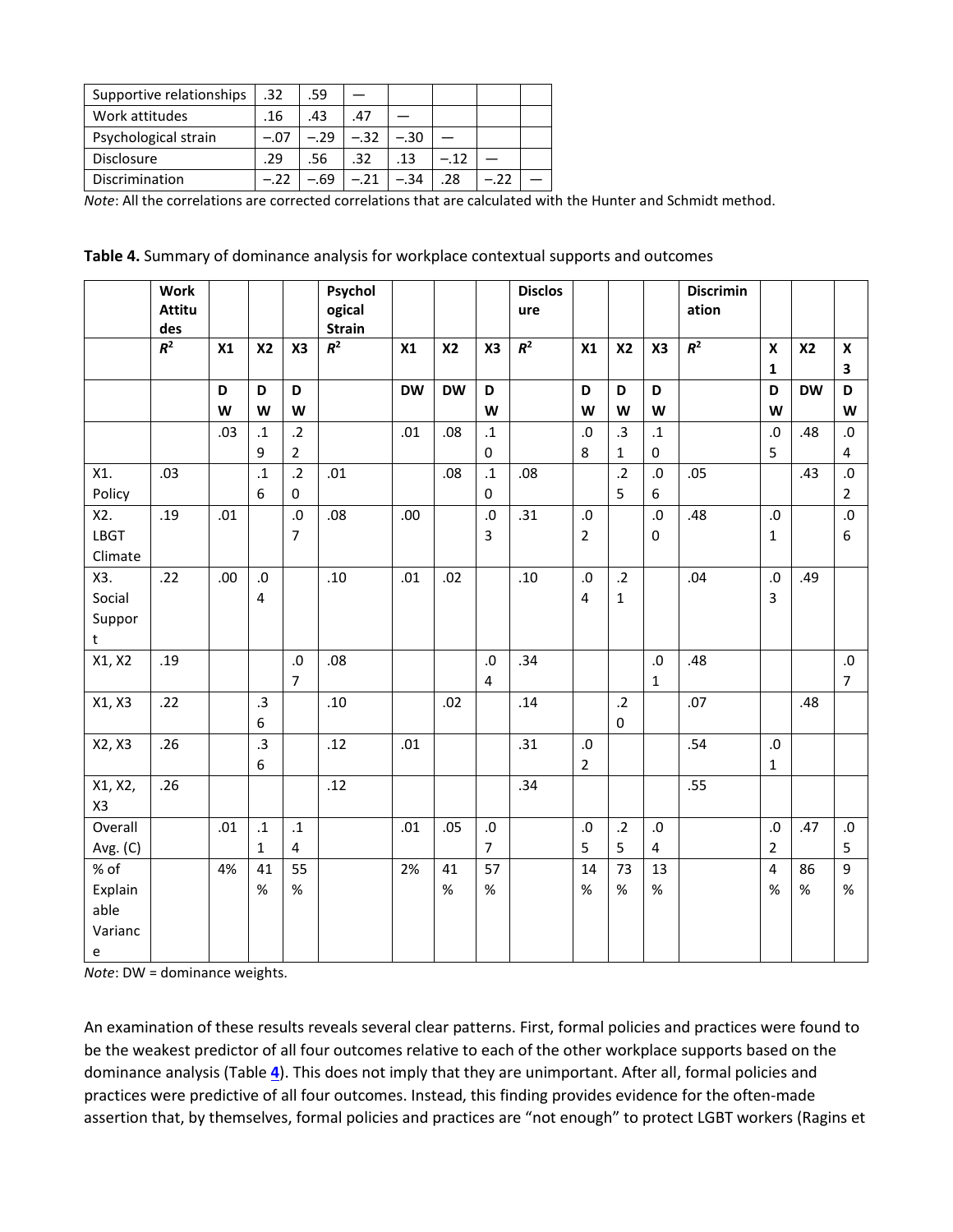| Supportive relationships | .32 | .59 | — | | | | |
|---|---|---|---|---|---|---|---|
| Work attitudes | .16 | .43 | .47 | — | | | |
| Psychological strain | −.07 | −.29 | −.32 | −.30 | — | | |
| Disclosure | .29 | .56 | .32 | .13 | −.12 | — | |
| Discrimination | −.22 | −.69 | −.21 | −.34 | .28 | −.22 | — |

*Note*: All the correlations are corrected correlations that are calculated with the Hunter and Schmidt method.

**Table 4.** Summary of dominance analysis for workplace contextual supports and outcomes

| | **Work Attitudes** | | | | **Psychological Strain** | | | | **Disclosure** | | | | **Discrimination** | | | |
|---|---|---|---|---|---|---|---|---|---|---|---|---|---|---|---|---|
| | $R^2$ | **X1** | **X2** | **X3** | $R^2$ | **X1** | **X2** | **X3** | $R^2$ | **X1** | **X2** | **X3** | $R^2$ | **X1** | **X2** | **X3** |
| | | **DW** | **DW** | **DW** | | **DW** | **DW** | **DW** | | **DW** | **DW** | **DW** | | **DW** | **DW** | **DW** |
| | | .03 | .19 | .22 | | .01 | .08 | .10 | | .08 | .31 | .10 | | .05 | .48 | .04 |
| X1. Policy | .03 | | .16 | .20 | .01 | | .08 | .10 | .08 | | .25 | .06 | .05 | | .43 | .02 |
| X2. LBGT Climate | .19 | .01 | | .07 | .08 | .00 | | .03 | .31 | .02 | | .00 | .48 | .01 | | .06 |
| X3. Social Support | .22 | .00 | .04 | | .10 | .01 | .02 | | .10 | .04 | .21 | | .04 | .03 | .49 | |
| X1, X2 | .19 | | | .07 | .08 | | | .04 | .34 | | | .01 | .48 | | | .07 |
| X1, X3 | .22 | | .36 | | .10 | | .02 | | .14 | | .20 | | .07 | | .48 | |
| X2, X3 | .26 | | .36 | | .12 | .01 | | | .31 | .02 | | | .54 | .01 | | |
| X1, X2, X3 | .26 | | | | .12 | | | | .34 | | | | .55 | | | |
| Overall Avg. (C) | | .01 | .11 | .14 | | .01 | .05 | .07 | | .05 | .25 | .04 | | .02 | .47 | .05 |
| % of Explainable Variance | | 4% | 41% | 55% | | 2% | 41% | 57% | | 14% | 73% | 13% | | 4% | 86% | 9% |

*Note*: DW = dominance weights.

An examination of these results reveals several clear patterns. First, formal policies and practices were found to be the weakest predictor of all four outcomes relative to each of the other workplace supports based on the dominance analysis (Table **4**). This does not imply that they are unimportant. After all, formal policies and practices were predictive of all four outcomes. Instead, this finding provides evidence for the often-made assertion that, by themselves, formal policies and practices are "not enough" to protect LGBT workers (Ragins et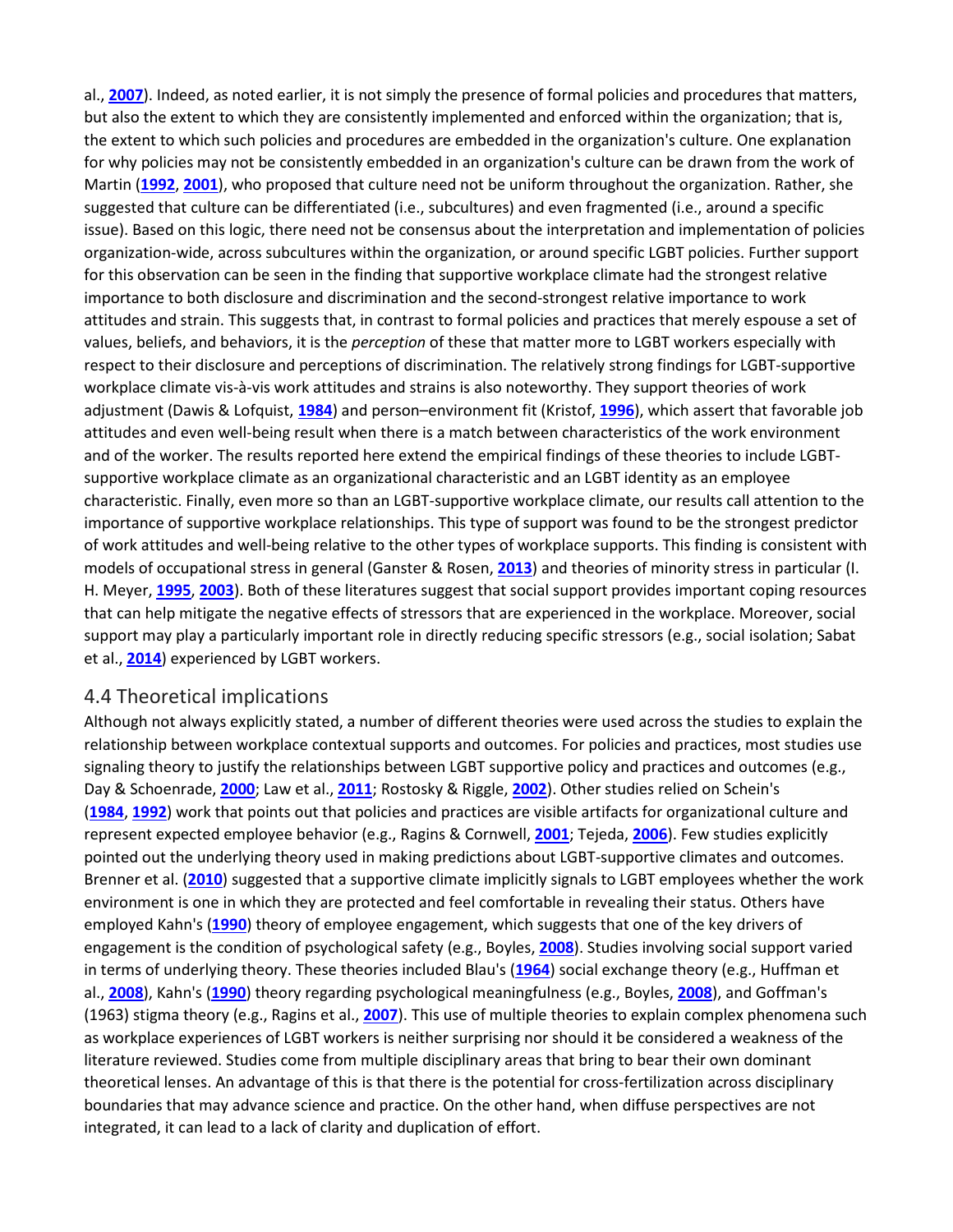al., 2007). Indeed, as noted earlier, it is not simply the presence of formal policies and procedures that matters, but also the extent to which they are consistently implemented and enforced within the organization; that is, the extent to which such policies and procedures are embedded in the organization's culture. One explanation for why policies may not be consistently embedded in an organization's culture can be drawn from the work of Martin (1992, 2001), who proposed that culture need not be uniform throughout the organization. Rather, she suggested that culture can be differentiated (i.e., subcultures) and even fragmented (i.e., around a specific issue). Based on this logic, there need not be consensus about the interpretation and implementation of policies organization-wide, across subcultures within the organization, or around specific LGBT policies. Further support for this observation can be seen in the finding that supportive workplace climate had the strongest relative importance to both disclosure and discrimination and the second-strongest relative importance to work attitudes and strain. This suggests that, in contrast to formal policies and practices that merely espouse a set of values, beliefs, and behaviors, it is the *perception* of these that matter more to LGBT workers especially with respect to their disclosure and perceptions of discrimination. The relatively strong findings for LGBT-supportive workplace climate vis-à-vis work attitudes and strains is also noteworthy. They support theories of work adjustment (Dawis & Lofquist, 1984) and person–environment fit (Kristof, 1996), which assert that favorable job attitudes and even well-being result when there is a match between characteristics of the work environment and of the worker. The results reported here extend the empirical findings of these theories to include LGBT-supportive workplace climate as an organizational characteristic and an LGBT identity as an employee characteristic. Finally, even more so than an LGBT-supportive workplace climate, our results call attention to the importance of supportive workplace relationships. This type of support was found to be the strongest predictor of work attitudes and well-being relative to the other types of workplace supports. This finding is consistent with models of occupational stress in general (Ganster & Rosen, 2013) and theories of minority stress in particular (I. H. Meyer, 1995, 2003). Both of these literatures suggest that social support provides important coping resources that can help mitigate the negative effects of stressors that are experienced in the workplace. Moreover, social support may play a particularly important role in directly reducing specific stressors (e.g., social isolation; Sabat et al., 2014) experienced by LGBT workers.

## 4.4 Theoretical implications

Although not always explicitly stated, a number of different theories were used across the studies to explain the relationship between workplace contextual supports and outcomes. For policies and practices, most studies use signaling theory to justify the relationships between LGBT supportive policy and practices and outcomes (e.g., Day & Schoenrade, 2000; Law et al., 2011; Rostosky & Riggle, 2002). Other studies relied on Schein's (1984, 1992) work that points out that policies and practices are visible artifacts for organizational culture and represent expected employee behavior (e.g., Ragins & Cornwell, 2001; Tejeda, 2006). Few studies explicitly pointed out the underlying theory used in making predictions about LGBT-supportive climates and outcomes. Brenner et al. (2010) suggested that a supportive climate implicitly signals to LGBT employees whether the work environment is one in which they are protected and feel comfortable in revealing their status. Others have employed Kahn's (1990) theory of employee engagement, which suggests that one of the key drivers of engagement is the condition of psychological safety (e.g., Boyles, 2008). Studies involving social support varied in terms of underlying theory. These theories included Blau's (1964) social exchange theory (e.g., Huffman et al., 2008), Kahn's (1990) theory regarding psychological meaningfulness (e.g., Boyles, 2008), and Goffman's (1963) stigma theory (e.g., Ragins et al., 2007). This use of multiple theories to explain complex phenomena such as workplace experiences of LGBT workers is neither surprising nor should it be considered a weakness of the literature reviewed. Studies come from multiple disciplinary areas that bring to bear their own dominant theoretical lenses. An advantage of this is that there is the potential for cross-fertilization across disciplinary boundaries that may advance science and practice. On the other hand, when diffuse perspectives are not integrated, it can lead to a lack of clarity and duplication of effort.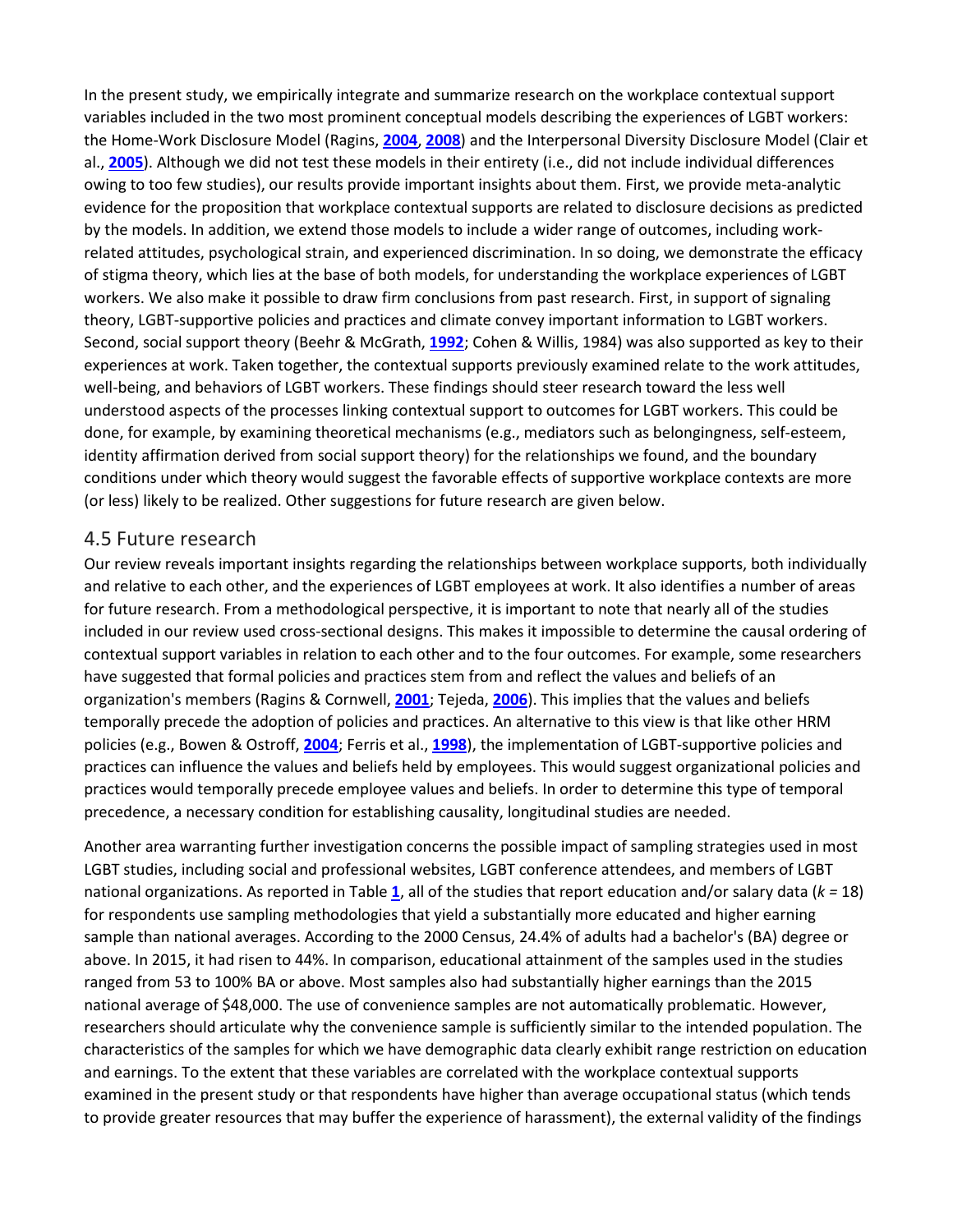In the present study, we empirically integrate and summarize research on the workplace contextual support variables included in the two most prominent conceptual models describing the experiences of LGBT workers: the Home-Work Disclosure Model (Ragins, **2004**, **2008**) and the Interpersonal Diversity Disclosure Model (Clair et al., **2005**). Although we did not test these models in their entirety (i.e., did not include individual differences owing to too few studies), our results provide important insights about them. First, we provide meta-analytic evidence for the proposition that workplace contextual supports are related to disclosure decisions as predicted by the models. In addition, we extend those models to include a wider range of outcomes, including work-related attitudes, psychological strain, and experienced discrimination. In so doing, we demonstrate the efficacy of stigma theory, which lies at the base of both models, for understanding the workplace experiences of LGBT workers. We also make it possible to draw firm conclusions from past research. First, in support of signaling theory, LGBT-supportive policies and practices and climate convey important information to LGBT workers. Second, social support theory (Beehr & McGrath, **1992**; Cohen & Willis, 1984) was also supported as key to their experiences at work. Taken together, the contextual supports previously examined relate to the work attitudes, well-being, and behaviors of LGBT workers. These findings should steer research toward the less well understood aspects of the processes linking contextual support to outcomes for LGBT workers. This could be done, for example, by examining theoretical mechanisms (e.g., mediators such as belongingness, self-esteem, identity affirmation derived from social support theory) for the relationships we found, and the boundary conditions under which theory would suggest the favorable effects of supportive workplace contexts are more (or less) likely to be realized. Other suggestions for future research are given below.

## 4.5 Future research

Our review reveals important insights regarding the relationships between workplace supports, both individually and relative to each other, and the experiences of LGBT employees at work. It also identifies a number of areas for future research. From a methodological perspective, it is important to note that nearly all of the studies included in our review used cross-sectional designs. This makes it impossible to determine the causal ordering of contextual support variables in relation to each other and to the four outcomes. For example, some researchers have suggested that formal policies and practices stem from and reflect the values and beliefs of an organization's members (Ragins & Cornwell, **2001**; Tejeda, **2006**). This implies that the values and beliefs temporally precede the adoption of policies and practices. An alternative to this view is that like other HRM policies (e.g., Bowen & Ostroff, **2004**; Ferris et al., **1998**), the implementation of LGBT-supportive policies and practices can influence the values and beliefs held by employees. This would suggest organizational policies and practices would temporally precede employee values and beliefs. In order to determine this type of temporal precedence, a necessary condition for establishing causality, longitudinal studies are needed.

Another area warranting further investigation concerns the possible impact of sampling strategies used in most LGBT studies, including social and professional websites, LGBT conference attendees, and members of LGBT national organizations. As reported in Table **1**, all of the studies that report education and/or salary data ($k = 18$) for respondents use sampling methodologies that yield a substantially more educated and higher earning sample than national averages. According to the 2000 Census, 24.4% of adults had a bachelor's (BA) degree or above. In 2015, it had risen to 44%. In comparison, educational attainment of the samples used in the studies ranged from 53 to 100% BA or above. Most samples also had substantially higher earnings than the 2015 national average of $48,000. The use of convenience samples are not automatically problematic. However, researchers should articulate why the convenience sample is sufficiently similar to the intended population. The characteristics of the samples for which we have demographic data clearly exhibit range restriction on education and earnings. To the extent that these variables are correlated with the workplace contextual supports examined in the present study or that respondents have higher than average occupational status (which tends to provide greater resources that may buffer the experience of harassment), the external validity of the findings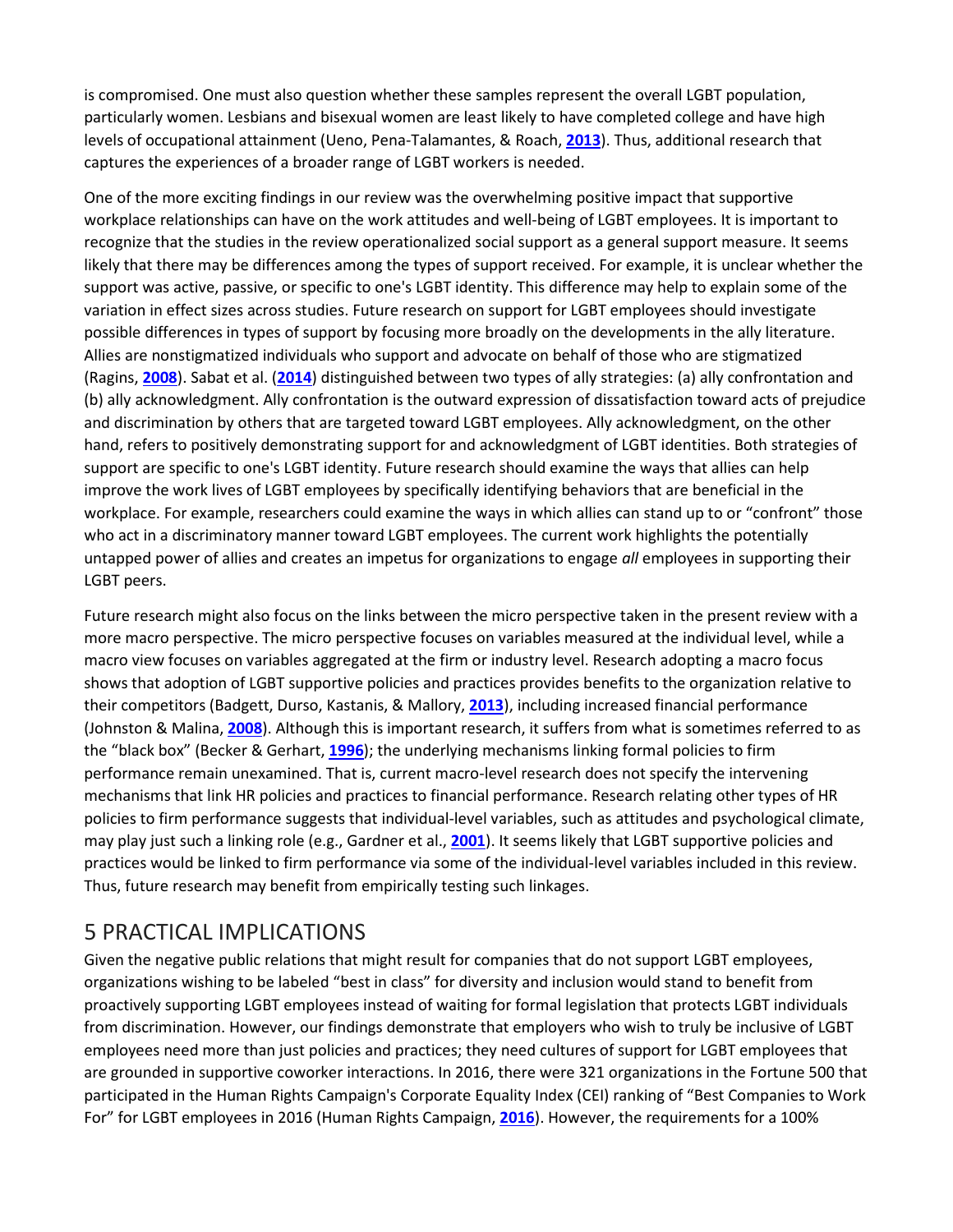is compromised. One must also question whether these samples represent the overall LGBT population, particularly women. Lesbians and bisexual women are least likely to have completed college and have high levels of occupational attainment (Ueno, Pena-Talamantes, & Roach, **2013**). Thus, additional research that captures the experiences of a broader range of LGBT workers is needed.

One of the more exciting findings in our review was the overwhelming positive impact that supportive workplace relationships can have on the work attitudes and well-being of LGBT employees. It is important to recognize that the studies in the review operationalized social support as a general support measure. It seems likely that there may be differences among the types of support received. For example, it is unclear whether the support was active, passive, or specific to one's LGBT identity. This difference may help to explain some of the variation in effect sizes across studies. Future research on support for LGBT employees should investigate possible differences in types of support by focusing more broadly on the developments in the ally literature. Allies are nonstigmatized individuals who support and advocate on behalf of those who are stigmatized (Ragins, **2008**). Sabat et al. (**2014**) distinguished between two types of ally strategies: (a) ally confrontation and (b) ally acknowledgment. Ally confrontation is the outward expression of dissatisfaction toward acts of prejudice and discrimination by others that are targeted toward LGBT employees. Ally acknowledgment, on the other hand, refers to positively demonstrating support for and acknowledgment of LGBT identities. Both strategies of support are specific to one's LGBT identity. Future research should examine the ways that allies can help improve the work lives of LGBT employees by specifically identifying behaviors that are beneficial in the workplace. For example, researchers could examine the ways in which allies can stand up to or "confront" those who act in a discriminatory manner toward LGBT employees. The current work highlights the potentially untapped power of allies and creates an impetus for organizations to engage *all* employees in supporting their LGBT peers.

Future research might also focus on the links between the micro perspective taken in the present review with a more macro perspective. The micro perspective focuses on variables measured at the individual level, while a macro view focuses on variables aggregated at the firm or industry level. Research adopting a macro focus shows that adoption of LGBT supportive policies and practices provides benefits to the organization relative to their competitors (Badgett, Durso, Kastanis, & Mallory, **2013**), including increased financial performance (Johnston & Malina, **2008**). Although this is important research, it suffers from what is sometimes referred to as the "black box" (Becker & Gerhart, **1996**); the underlying mechanisms linking formal policies to firm performance remain unexamined. That is, current macro-level research does not specify the intervening mechanisms that link HR policies and practices to financial performance. Research relating other types of HR policies to firm performance suggests that individual-level variables, such as attitudes and psychological climate, may play just such a linking role (e.g., Gardner et al., **2001**). It seems likely that LGBT supportive policies and practices would be linked to firm performance via some of the individual-level variables included in this review. Thus, future research may benefit from empirically testing such linkages.

## 5 PRACTICAL IMPLICATIONS

Given the negative public relations that might result for companies that do not support LGBT employees, organizations wishing to be labeled "best in class" for diversity and inclusion would stand to benefit from proactively supporting LGBT employees instead of waiting for formal legislation that protects LGBT individuals from discrimination. However, our findings demonstrate that employers who wish to truly be inclusive of LGBT employees need more than just policies and practices; they need cultures of support for LGBT employees that are grounded in supportive coworker interactions. In 2016, there were 321 organizations in the Fortune 500 that participated in the Human Rights Campaign's Corporate Equality Index (CEI) ranking of "Best Companies to Work For" for LGBT employees in 2016 (Human Rights Campaign, **2016**). However, the requirements for a 100%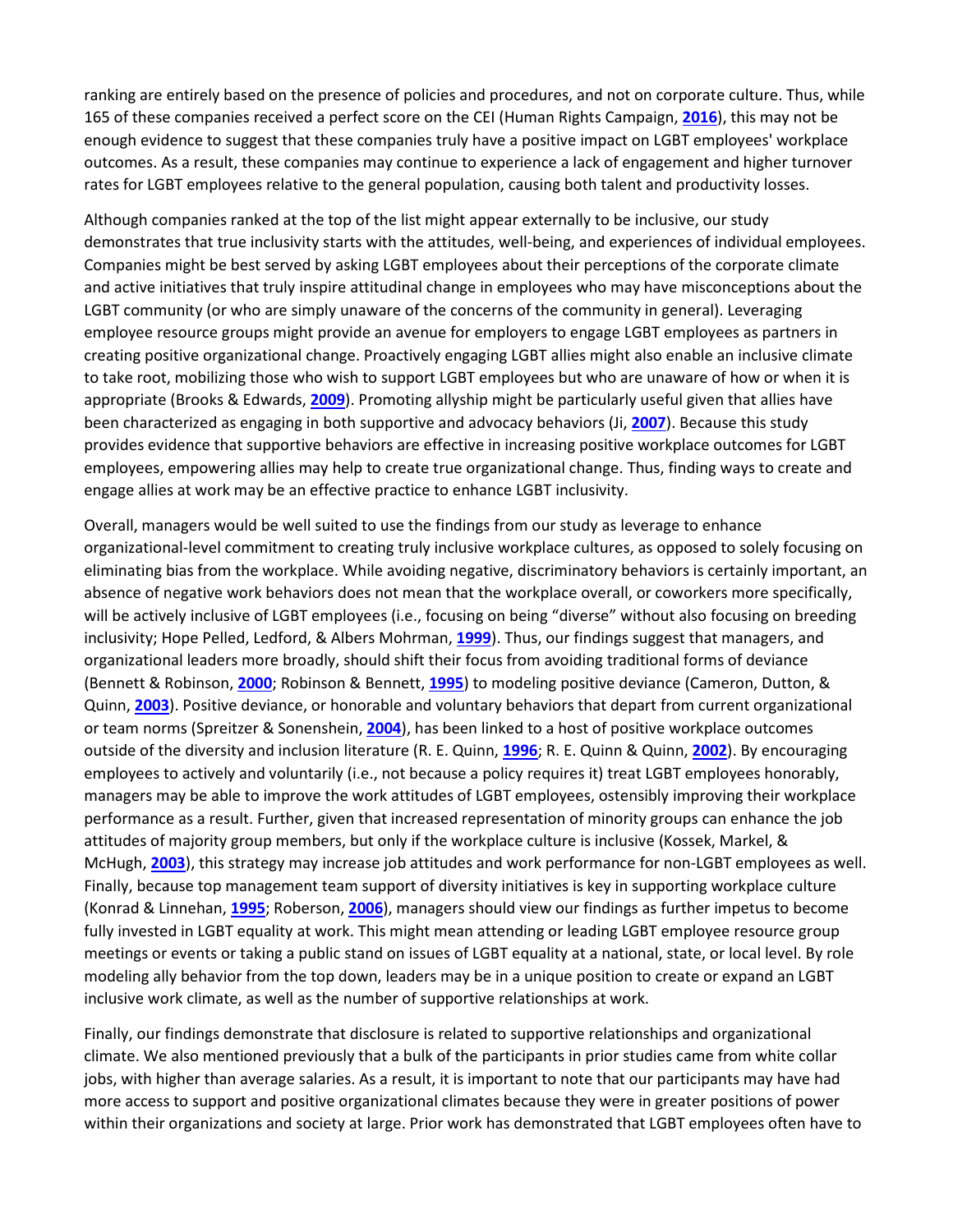ranking are entirely based on the presence of policies and procedures, and not on corporate culture. Thus, while 165 of these companies received a perfect score on the CEI (Human Rights Campaign, **2016**), this may not be enough evidence to suggest that these companies truly have a positive impact on LGBT employees' workplace outcomes. As a result, these companies may continue to experience a lack of engagement and higher turnover rates for LGBT employees relative to the general population, causing both talent and productivity losses.

Although companies ranked at the top of the list might appear externally to be inclusive, our study demonstrates that true inclusivity starts with the attitudes, well-being, and experiences of individual employees. Companies might be best served by asking LGBT employees about their perceptions of the corporate climate and active initiatives that truly inspire attitudinal change in employees who may have misconceptions about the LGBT community (or who are simply unaware of the concerns of the community in general). Leveraging employee resource groups might provide an avenue for employers to engage LGBT employees as partners in creating positive organizational change. Proactively engaging LGBT allies might also enable an inclusive climate to take root, mobilizing those who wish to support LGBT employees but who are unaware of how or when it is appropriate (Brooks & Edwards, **2009**). Promoting allyship might be particularly useful given that allies have been characterized as engaging in both supportive and advocacy behaviors (Ji, **2007**). Because this study provides evidence that supportive behaviors are effective in increasing positive workplace outcomes for LGBT employees, empowering allies may help to create true organizational change. Thus, finding ways to create and engage allies at work may be an effective practice to enhance LGBT inclusivity.

Overall, managers would be well suited to use the findings from our study as leverage to enhance organizational-level commitment to creating truly inclusive workplace cultures, as opposed to solely focusing on eliminating bias from the workplace. While avoiding negative, discriminatory behaviors is certainly important, an absence of negative work behaviors does not mean that the workplace overall, or coworkers more specifically, will be actively inclusive of LGBT employees (i.e., focusing on being "diverse" without also focusing on breeding inclusivity; Hope Pelled, Ledford, & Albers Mohrman, **1999**). Thus, our findings suggest that managers, and organizational leaders more broadly, should shift their focus from avoiding traditional forms of deviance (Bennett & Robinson, **2000**; Robinson & Bennett, **1995**) to modeling positive deviance (Cameron, Dutton, & Quinn, **2003**). Positive deviance, or honorable and voluntary behaviors that depart from current organizational or team norms (Spreitzer & Sonenshein, **2004**), has been linked to a host of positive workplace outcomes outside of the diversity and inclusion literature (R. E. Quinn, **1996**; R. E. Quinn & Quinn, **2002**). By encouraging employees to actively and voluntarily (i.e., not because a policy requires it) treat LGBT employees honorably, managers may be able to improve the work attitudes of LGBT employees, ostensibly improving their workplace performance as a result. Further, given that increased representation of minority groups can enhance the job attitudes of majority group members, but only if the workplace culture is inclusive (Kossek, Markel, & McHugh, **2003**), this strategy may increase job attitudes and work performance for non-LGBT employees as well. Finally, because top management team support of diversity initiatives is key in supporting workplace culture (Konrad & Linnehan, **1995**; Roberson, **2006**), managers should view our findings as further impetus to become fully invested in LGBT equality at work. This might mean attending or leading LGBT employee resource group meetings or events or taking a public stand on issues of LGBT equality at a national, state, or local level. By role modeling ally behavior from the top down, leaders may be in a unique position to create or expand an LGBT inclusive work climate, as well as the number of supportive relationships at work.

Finally, our findings demonstrate that disclosure is related to supportive relationships and organizational climate. We also mentioned previously that a bulk of the participants in prior studies came from white collar jobs, with higher than average salaries. As a result, it is important to note that our participants may have had more access to support and positive organizational climates because they were in greater positions of power within their organizations and society at large. Prior work has demonstrated that LGBT employees often have to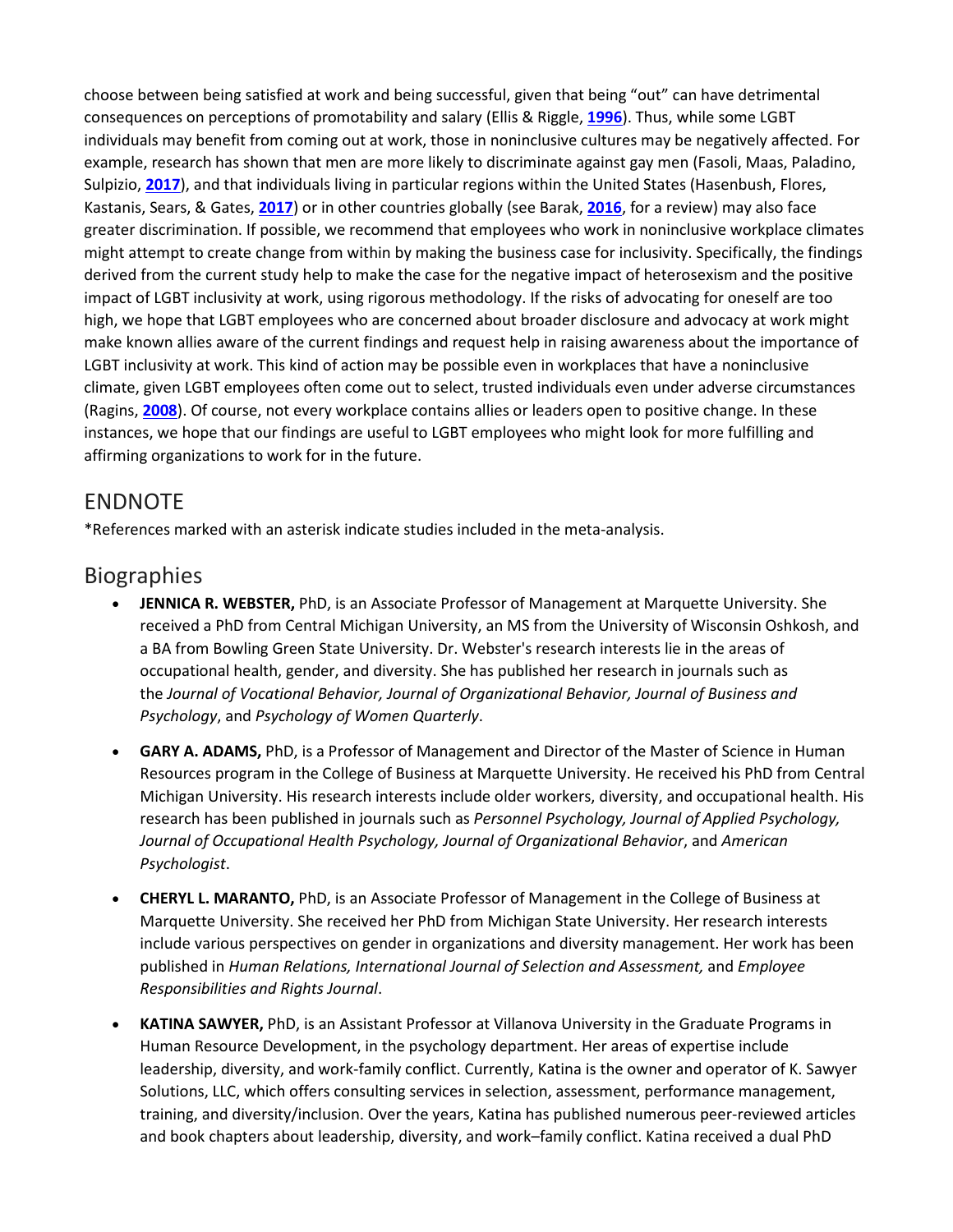choose between being satisfied at work and being successful, given that being "out" can have detrimental consequences on perceptions of promotability and salary (Ellis & Riggle, **1996**). Thus, while some LGBT individuals may benefit from coming out at work, those in noninclusive cultures may be negatively affected. For example, research has shown that men are more likely to discriminate against gay men (Fasoli, Maas, Paladino, Sulpizio, **2017**), and that individuals living in particular regions within the United States (Hasenbush, Flores, Kastanis, Sears, & Gates, **2017**) or in other countries globally (see Barak, **2016**, for a review) may also face greater discrimination. If possible, we recommend that employees who work in noninclusive workplace climates might attempt to create change from within by making the business case for inclusivity. Specifically, the findings derived from the current study help to make the case for the negative impact of heterosexism and the positive impact of LGBT inclusivity at work, using rigorous methodology. If the risks of advocating for oneself are too high, we hope that LGBT employees who are concerned about broader disclosure and advocacy at work might make known allies aware of the current findings and request help in raising awareness about the importance of LGBT inclusivity at work. This kind of action may be possible even in workplaces that have a noninclusive climate, given LGBT employees often come out to select, trusted individuals even under adverse circumstances (Ragins, **2008**). Of course, not every workplace contains allies or leaders open to positive change. In these instances, we hope that our findings are useful to LGBT employees who might look for more fulfilling and affirming organizations to work for in the future.

## ENDNOTE

*References marked with an asterisk indicate studies included in the meta-analysis.

## Biographies

- **JENNICA R. WEBSTER,** PhD, is an Associate Professor of Management at Marquette University. She received a PhD from Central Michigan University, an MS from the University of Wisconsin Oshkosh, and a BA from Bowling Green State University. Dr. Webster's research interests lie in the areas of occupational health, gender, and diversity. She has published her research in journals such as the *Journal of Vocational Behavior, Journal of Organizational Behavior, Journal of Business and Psychology*, and *Psychology of Women Quarterly*.

- **GARY A. ADAMS,** PhD, is a Professor of Management and Director of the Master of Science in Human Resources program in the College of Business at Marquette University. He received his PhD from Central Michigan University. His research interests include older workers, diversity, and occupational health. His research has been published in journals such as *Personnel Psychology, Journal of Applied Psychology, Journal of Occupational Health Psychology, Journal of Organizational Behavior*, and *American Psychologist*.

- **CHERYL L. MARANTO,** PhD, is an Associate Professor of Management in the College of Business at Marquette University. She received her PhD from Michigan State University. Her research interests include various perspectives on gender in organizations and diversity management. Her work has been published in *Human Relations, International Journal of Selection and Assessment,* and *Employee Responsibilities and Rights Journal*.

- **KATINA SAWYER,** PhD, is an Assistant Professor at Villanova University in the Graduate Programs in Human Resource Development, in the psychology department. Her areas of expertise include leadership, diversity, and work-family conflict. Currently, Katina is the owner and operator of K. Sawyer Solutions, LLC, which offers consulting services in selection, assessment, performance management, training, and diversity/inclusion. Over the years, Katina has published numerous peer-reviewed articles and book chapters about leadership, diversity, and work–family conflict. Katina received a dual PhD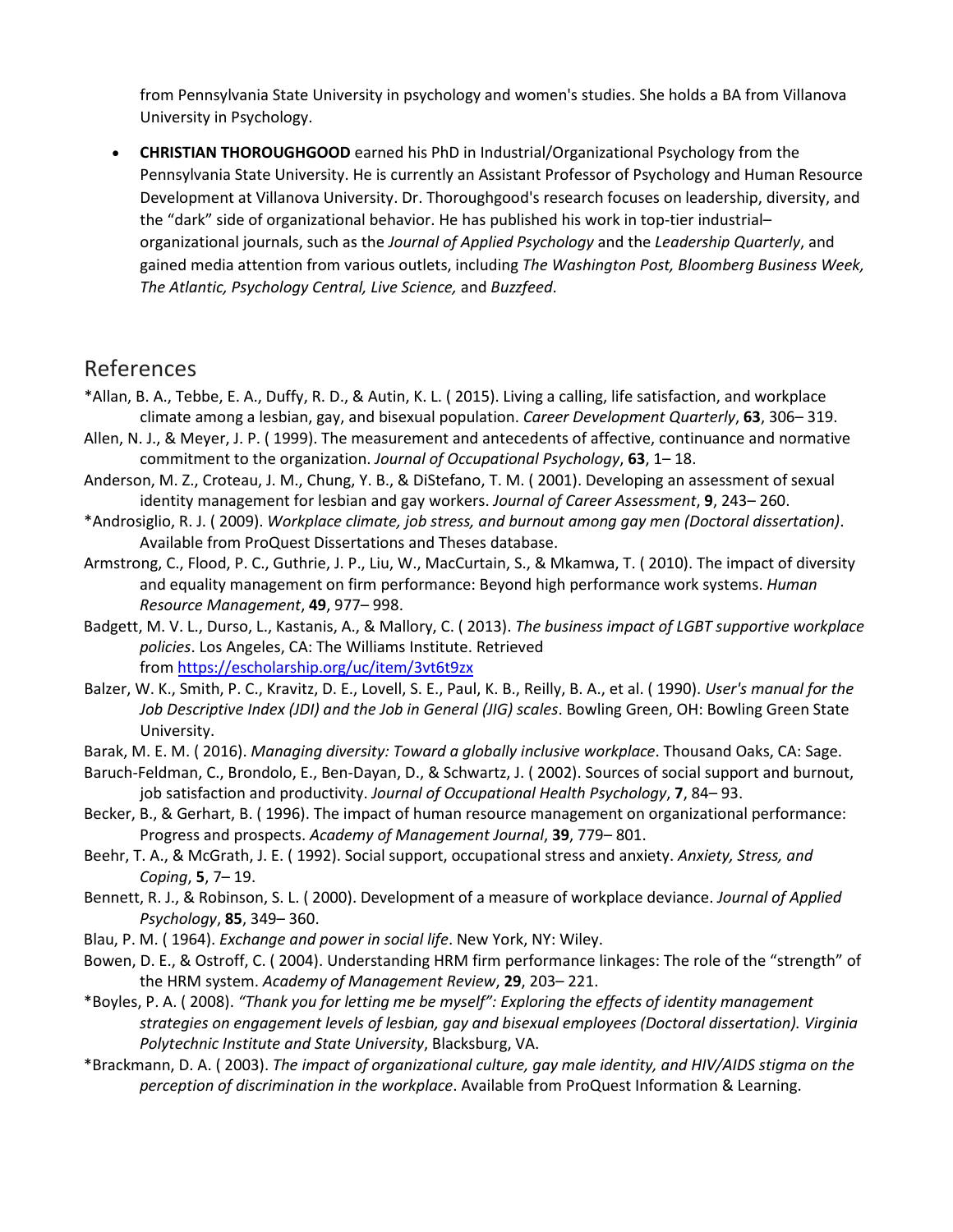from Pennsylvania State University in psychology and women's studies. She holds a BA from Villanova University in Psychology.

- **CHRISTIAN THOROUGHGOOD** earned his PhD in Industrial/Organizational Psychology from the Pennsylvania State University. He is currently an Assistant Professor of Psychology and Human Resource Development at Villanova University. Dr. Thoroughgood's research focuses on leadership, diversity, and the "dark" side of organizational behavior. He has published his work in top-tier industrial–organizational journals, such as the *Journal of Applied Psychology* and the *Leadership Quarterly*, and gained media attention from various outlets, including *The Washington Post, Bloomberg Business Week, The Atlantic, Psychology Central, Live Science,* and *Buzzfeed*.

## References

*Allan, B. A., Tebbe, E. A., Duffy, R. D., & Autin, K. L. ( 2015). Living a calling, life satisfaction, and workplace climate among a lesbian, gay, and bisexual population. *Career Development Quarterly*, **63**, 306– 319.

Allen, N. J., & Meyer, J. P. ( 1999). The measurement and antecedents of affective, continuance and normative commitment to the organization. *Journal of Occupational Psychology*, **63**, 1– 18.

Anderson, M. Z., Croteau, J. M., Chung, Y. B., & DiStefano, T. M. ( 2001). Developing an assessment of sexual identity management for lesbian and gay workers. *Journal of Career Assessment*, **9**, 243– 260.

*Androsiglio, R. J. ( 2009). *Workplace climate, job stress, and burnout among gay men (Doctoral dissertation)*. Available from ProQuest Dissertations and Theses database.

Armstrong, C., Flood, P. C., Guthrie, J. P., Liu, W., MacCurtain, S., & Mkamwa, T. ( 2010). The impact of diversity and equality management on firm performance: Beyond high performance work systems. *Human Resource Management*, **49**, 977– 998.

Badgett, M. V. L., Durso, L., Kastanis, A., & Mallory, C. ( 2013). *The business impact of LGBT supportive workplace policies*. Los Angeles, CA: The Williams Institute. Retrieved from https://escholarship.org/uc/item/3vt6t9zx

Balzer, W. K., Smith, P. C., Kravitz, D. E., Lovell, S. E., Paul, K. B., Reilly, B. A., et al. ( 1990). *User's manual for the Job Descriptive Index (JDI) and the Job in General (JIG) scales*. Bowling Green, OH: Bowling Green State University.

Barak, M. E. M. ( 2016). *Managing diversity: Toward a globally inclusive workplace*. Thousand Oaks, CA: Sage.

Baruch-Feldman, C., Brondolo, E., Ben-Dayan, D., & Schwartz, J. ( 2002). Sources of social support and burnout, job satisfaction and productivity. *Journal of Occupational Health Psychology*, **7**, 84– 93.

Becker, B., & Gerhart, B. ( 1996). The impact of human resource management on organizational performance: Progress and prospects. *Academy of Management Journal*, **39**, 779– 801.

Beehr, T. A., & McGrath, J. E. ( 1992). Social support, occupational stress and anxiety. *Anxiety, Stress, and Coping*, **5**, 7– 19.

Bennett, R. J., & Robinson, S. L. ( 2000). Development of a measure of workplace deviance. *Journal of Applied Psychology*, **85**, 349– 360.

Blau, P. M. ( 1964). *Exchange and power in social life*. New York, NY: Wiley.

Bowen, D. E., & Ostroff, C. ( 2004). Understanding HRM firm performance linkages: The role of the "strength" of the HRM system. *Academy of Management Review*, **29**, 203– 221.

*Boyles, P. A. ( 2008). *"Thank you for letting me be myself": Exploring the effects of identity management strategies on engagement levels of lesbian, gay and bisexual employees (Doctoral dissertation). Virginia Polytechnic Institute and State University*, Blacksburg, VA.

*Brackmann, D. A. ( 2003). *The impact of organizational culture, gay male identity, and HIV/AIDS stigma on the perception of discrimination in the workplace*. Available from ProQuest Information & Learning.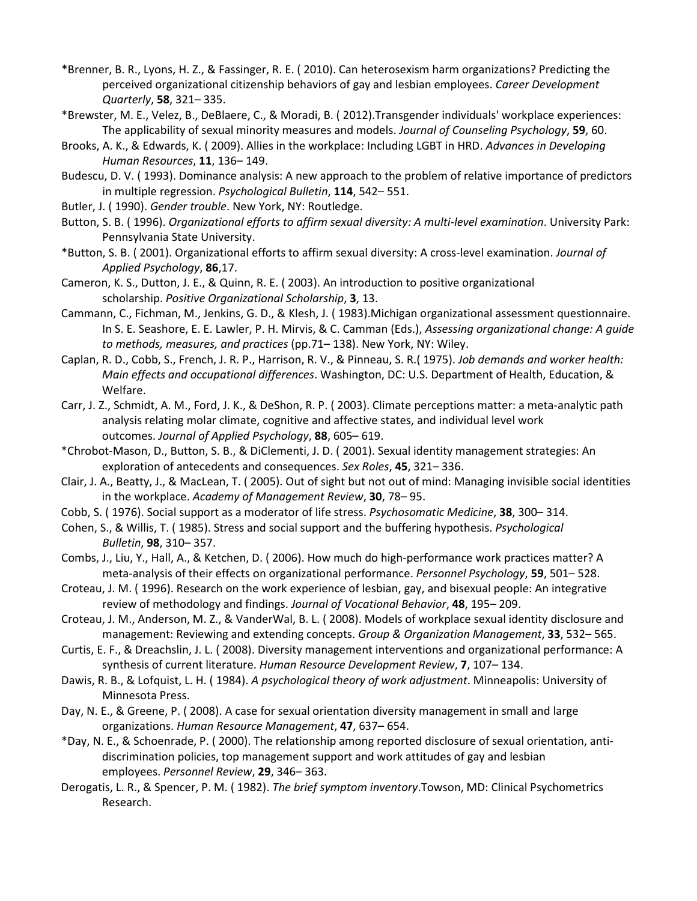*Brenner, B. R., Lyons, H. Z., & Fassinger, R. E. ( 2010). Can heterosexism harm organizations? Predicting the perceived organizational citizenship behaviors of gay and lesbian employees. *Career Development Quarterly*, **58**, 321– 335.

*Brewster, M. E., Velez, B., DeBlaere, C., & Moradi, B. ( 2012).Transgender individuals' workplace experiences: The applicability of sexual minority measures and models. *Journal of Counseling Psychology*, **59**, 60.

Brooks, A. K., & Edwards, K. ( 2009). Allies in the workplace: Including LGBT in HRD. *Advances in Developing Human Resources*, **11**, 136– 149.

Budescu, D. V. ( 1993). Dominance analysis: A new approach to the problem of relative importance of predictors in multiple regression. *Psychological Bulletin*, **114**, 542– 551.

Butler, J. ( 1990). *Gender trouble*. New York, NY: Routledge.

Button, S. B. ( 1996). *Organizational efforts to affirm sexual diversity: A multi-level examination*. University Park: Pennsylvania State University.

*Button, S. B. ( 2001). Organizational efforts to affirm sexual diversity: A cross-level examination. *Journal of Applied Psychology*, **86**,17.

Cameron, K. S., Dutton, J. E., & Quinn, R. E. ( 2003). An introduction to positive organizational scholarship. *Positive Organizational Scholarship*, **3**, 13.

Cammann, C., Fichman, M., Jenkins, G. D., & Klesh, J. ( 1983).Michigan organizational assessment questionnaire. In S. E. Seashore, E. E. Lawler, P. H. Mirvis, & C. Camman (Eds.), *Assessing organizational change: A guide to methods, measures, and practices* (pp.71– 138). New York, NY: Wiley.

Caplan, R. D., Cobb, S., French, J. R. P., Harrison, R. V., & Pinneau, S. R.( 1975). *Job demands and worker health: Main effects and occupational differences*. Washington, DC: U.S. Department of Health, Education, & Welfare.

Carr, J. Z., Schmidt, A. M., Ford, J. K., & DeShon, R. P. ( 2003). Climate perceptions matter: a meta-analytic path analysis relating molar climate, cognitive and affective states, and individual level work outcomes. *Journal of Applied Psychology*, **88**, 605– 619.

*Chrobot-Mason, D., Button, S. B., & DiClementi, J. D. ( 2001). Sexual identity management strategies: An exploration of antecedents and consequences. *Sex Roles*, **45**, 321– 336.

Clair, J. A., Beatty, J., & MacLean, T. ( 2005). Out of sight but not out of mind: Managing invisible social identities in the workplace. *Academy of Management Review*, **30**, 78– 95.

Cobb, S. ( 1976). Social support as a moderator of life stress. *Psychosomatic Medicine*, **38**, 300– 314.

Cohen, S., & Willis, T. ( 1985). Stress and social support and the buffering hypothesis. *Psychological Bulletin*, **98**, 310– 357.

Combs, J., Liu, Y., Hall, A., & Ketchen, D. ( 2006). How much do high-performance work practices matter? A meta-analysis of their effects on organizational performance. *Personnel Psychology*, **59**, 501– 528.

Croteau, J. M. ( 1996). Research on the work experience of lesbian, gay, and bisexual people: An integrative review of methodology and findings. *Journal of Vocational Behavior*, **48**, 195– 209.

Croteau, J. M., Anderson, M. Z., & VanderWal, B. L. ( 2008). Models of workplace sexual identity disclosure and management: Reviewing and extending concepts. *Group & Organization Management*, **33**, 532– 565.

Curtis, E. F., & Dreachslin, J. L. ( 2008). Diversity management interventions and organizational performance: A synthesis of current literature. *Human Resource Development Review*, **7**, 107– 134.

Dawis, R. B., & Lofquist, L. H. ( 1984). *A psychological theory of work adjustment*. Minneapolis: University of Minnesota Press.

Day, N. E., & Greene, P. ( 2008). A case for sexual orientation diversity management in small and large organizations. *Human Resource Management*, **47**, 637– 654.

*Day, N. E., & Schoenrade, P. ( 2000). The relationship among reported disclosure of sexual orientation, anti-discrimination policies, top management support and work attitudes of gay and lesbian employees. *Personnel Review*, **29**, 346– 363.

Derogatis, L. R., & Spencer, P. M. ( 1982). *The brief symptom inventory*.Towson, MD: Clinical Psychometrics Research.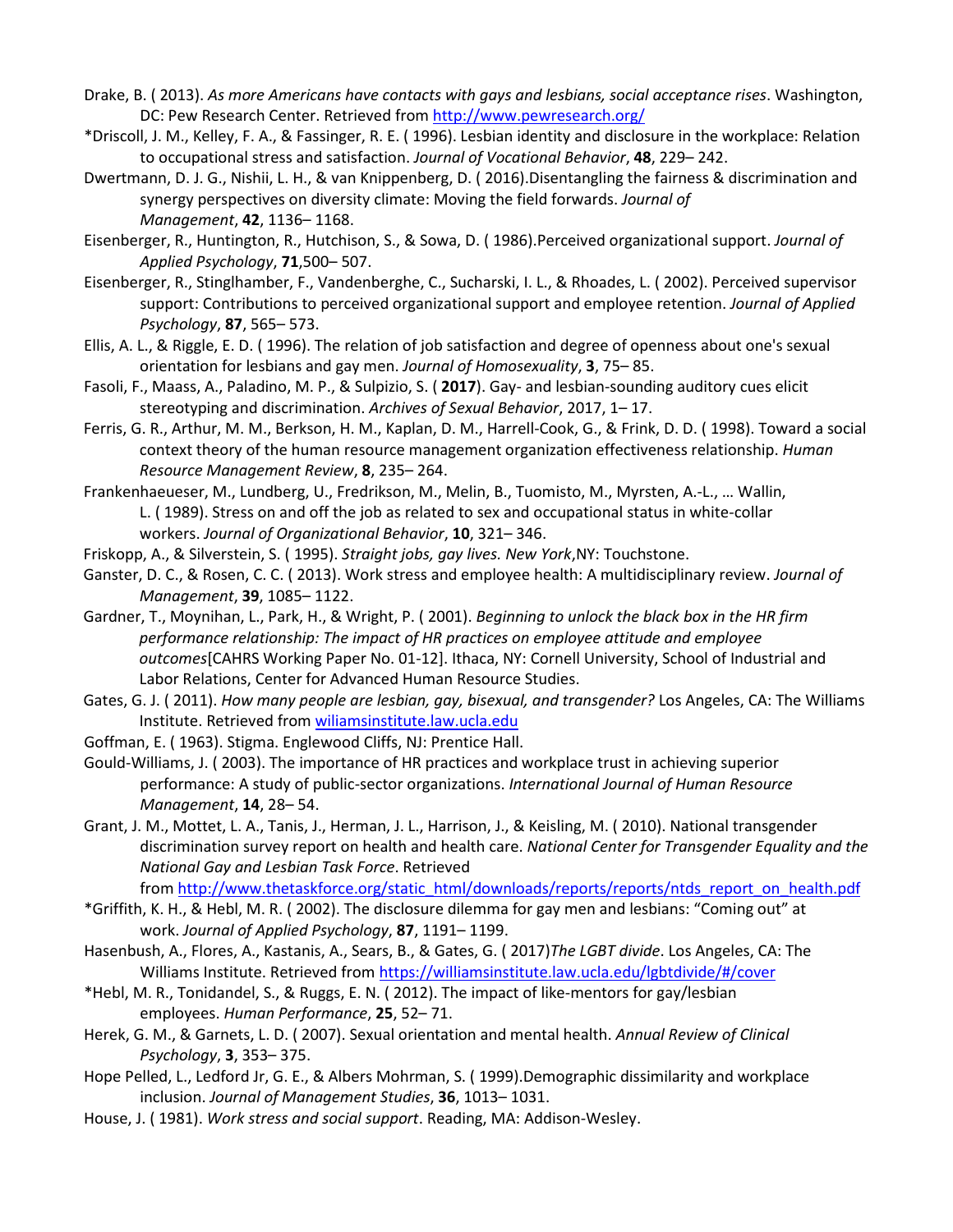Drake, B. ( 2013). *As more Americans have contacts with gays and lesbians, social acceptance rises*. Washington, DC: Pew Research Center. Retrieved from http://www.pewresearch.org/

*Driscoll, J. M., Kelley, F. A., & Fassinger, R. E. ( 1996). Lesbian identity and disclosure in the workplace: Relation to occupational stress and satisfaction. *Journal of Vocational Behavior*, **48**, 229– 242.

Dwertmann, D. J. G., Nishii, L. H., & van Knippenberg, D. ( 2016).Disentangling the fairness & discrimination and synergy perspectives on diversity climate: Moving the field forwards. *Journal of Management*, **42**, 1136– 1168.

Eisenberger, R., Huntington, R., Hutchison, S., & Sowa, D. ( 1986).Perceived organizational support. *Journal of Applied Psychology*, **71**,500– 507.

Eisenberger, R., Stinglhamber, F., Vandenberghe, C., Sucharski, I. L., & Rhoades, L. ( 2002). Perceived supervisor support: Contributions to perceived organizational support and employee retention. *Journal of Applied Psychology*, **87**, 565– 573.

Ellis, A. L., & Riggle, E. D. ( 1996). The relation of job satisfaction and degree of openness about one's sexual orientation for lesbians and gay men. *Journal of Homosexuality*, **3**, 75– 85.

Fasoli, F., Maass, A., Paladino, M. P., & Sulpizio, S. ( **2017**). Gay- and lesbian-sounding auditory cues elicit stereotyping and discrimination. *Archives of Sexual Behavior*, 2017, 1– 17.

Ferris, G. R., Arthur, M. M., Berkson, H. M., Kaplan, D. M., Harrell-Cook, G., & Frink, D. D. ( 1998). Toward a social context theory of the human resource management organization effectiveness relationship. *Human Resource Management Review*, **8**, 235– 264.

Frankenhaeueser, M., Lundberg, U., Fredrikson, M., Melin, B., Tuomisto, M., Myrsten, A.-L., … Wallin, L. ( 1989). Stress on and off the job as related to sex and occupational status in white-collar workers. *Journal of Organizational Behavior*, **10**, 321– 346.

Friskopp, A., & Silverstein, S. ( 1995). *Straight jobs, gay lives. New York*,NY: Touchstone.

Ganster, D. C., & Rosen, C. C. ( 2013). Work stress and employee health: A multidisciplinary review. *Journal of Management*, **39**, 1085– 1122.

Gardner, T., Moynihan, L., Park, H., & Wright, P. ( 2001). *Beginning to unlock the black box in the HR firm performance relationship: The impact of HR practices on employee attitude and employee outcomes*[CAHRS Working Paper No. 01-12]. Ithaca, NY: Cornell University, School of Industrial and Labor Relations, Center for Advanced Human Resource Studies.

Gates, G. J. ( 2011). *How many people are lesbian, gay, bisexual, and transgender?* Los Angeles, CA: The Williams Institute. Retrieved from wiliamsinstitute.law.ucla.edu

Goffman, E. ( 1963). Stigma. Englewood Cliffs, NJ: Prentice Hall.

Gould-Williams, J. ( 2003). The importance of HR practices and workplace trust in achieving superior performance: A study of public-sector organizations. *International Journal of Human Resource Management*, **14**, 28– 54.

Grant, J. M., Mottet, L. A., Tanis, J., Herman, J. L., Harrison, J., & Keisling, M. ( 2010). National transgender discrimination survey report on health and health care. *National Center for Transgender Equality and the National Gay and Lesbian Task Force*. Retrieved from http://www.thetaskforce.org/static_html/downloads/reports/reports/ntds_report_on_health.pdf

*Griffith, K. H., & Hebl, M. R. ( 2002). The disclosure dilemma for gay men and lesbians: "Coming out" at work. *Journal of Applied Psychology*, **87**, 1191– 1199.

Hasenbush, A., Flores, A., Kastanis, A., Sears, B., & Gates, G. ( 2017)*The LGBT divide*. Los Angeles, CA: The Williams Institute. Retrieved from https://williamsinstitute.law.ucla.edu/lgbtdivide/#/cover

*Hebl, M. R., Tonidandel, S., & Ruggs, E. N. ( 2012). The impact of like-mentors for gay/lesbian employees. *Human Performance*, **25**, 52– 71.

Herek, G. M., & Garnets, L. D. ( 2007). Sexual orientation and mental health. *Annual Review of Clinical Psychology*, **3**, 353– 375.

Hope Pelled, L., Ledford Jr, G. E., & Albers Mohrman, S. ( 1999).Demographic dissimilarity and workplace inclusion. *Journal of Management Studies*, **36**, 1013– 1031.

House, J. ( 1981). *Work stress and social support*. Reading, MA: Addison-Wesley.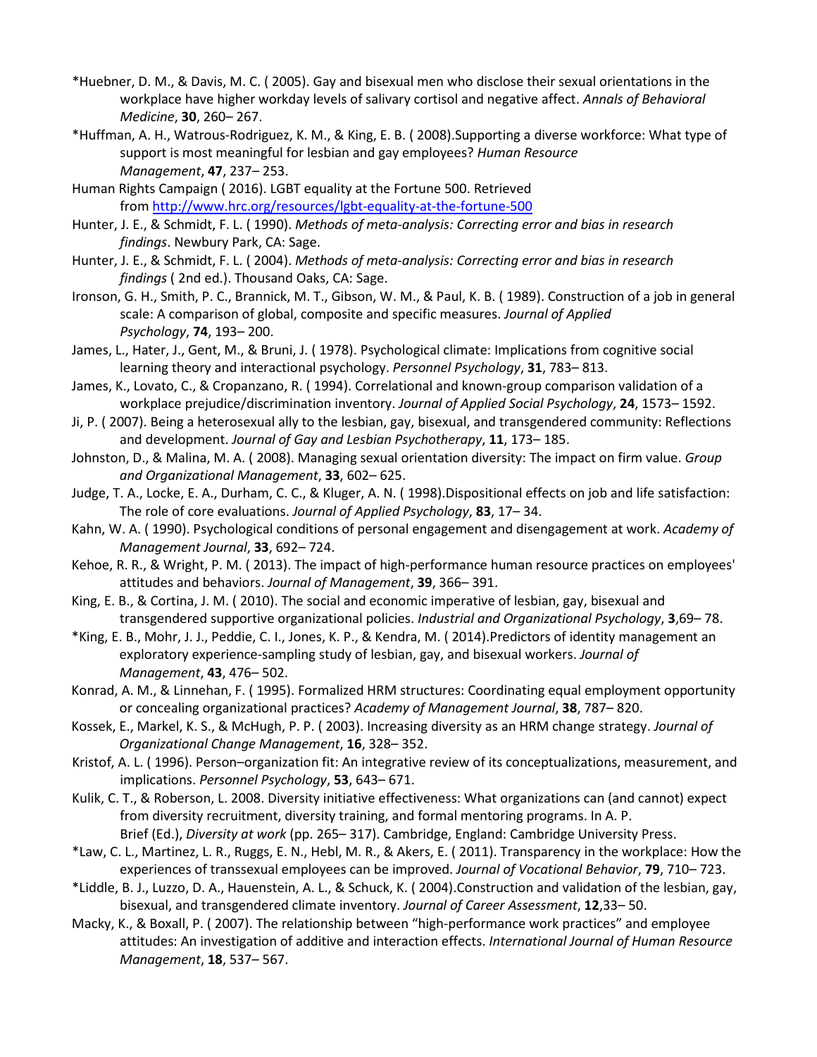*Huebner, D. M., & Davis, M. C. ( 2005). Gay and bisexual men who disclose their sexual orientations in the workplace have higher workday levels of salivary cortisol and negative affect. *Annals of Behavioral Medicine*, **30**, 260– 267.

*Huffman, A. H., Watrous-Rodriguez, K. M., & King, E. B. ( 2008).Supporting a diverse workforce: What type of support is most meaningful for lesbian and gay employees? *Human Resource Management*, **47**, 237– 253.

Human Rights Campaign ( 2016). LGBT equality at the Fortune 500. Retrieved from [http://www.hrc.org/resources/lgbt-equality-at-the-fortune-500](http://www.hrc.org/resources/lgbt-equality-at-the-fortune-500)

Hunter, J. E., & Schmidt, F. L. ( 1990). *Methods of meta-analysis: Correcting error and bias in research findings*. Newbury Park, CA: Sage.

Hunter, J. E., & Schmidt, F. L. ( 2004). *Methods of meta-analysis: Correcting error and bias in research findings* ( 2nd ed.). Thousand Oaks, CA: Sage.

Ironson, G. H., Smith, P. C., Brannick, M. T., Gibson, W. M., & Paul, K. B. ( 1989). Construction of a job in general scale: A comparison of global, composite and specific measures. *Journal of Applied Psychology*, **74**, 193– 200.

James, L., Hater, J., Gent, M., & Bruni, J. ( 1978). Psychological climate: Implications from cognitive social learning theory and interactional psychology. *Personnel Psychology*, **31**, 783– 813.

James, K., Lovato, C., & Cropanzano, R. ( 1994). Correlational and known-group comparison validation of a workplace prejudice/discrimination inventory. *Journal of Applied Social Psychology*, **24**, 1573– 1592.

Ji, P. ( 2007). Being a heterosexual ally to the lesbian, gay, bisexual, and transgendered community: Reflections and development. *Journal of Gay and Lesbian Psychotherapy*, **11**, 173– 185.

Johnston, D., & Malina, M. A. ( 2008). Managing sexual orientation diversity: The impact on firm value. *Group and Organizational Management*, **33**, 602– 625.

Judge, T. A., Locke, E. A., Durham, C. C., & Kluger, A. N. ( 1998).Dispositional effects on job and life satisfaction: The role of core evaluations. *Journal of Applied Psychology*, **83**, 17– 34.

Kahn, W. A. ( 1990). Psychological conditions of personal engagement and disengagement at work. *Academy of Management Journal*, **33**, 692– 724.

Kehoe, R. R., & Wright, P. M. ( 2013). The impact of high-performance human resource practices on employees' attitudes and behaviors. *Journal of Management*, **39**, 366– 391.

King, E. B., & Cortina, J. M. ( 2010). The social and economic imperative of lesbian, gay, bisexual and transgendered supportive organizational policies. *Industrial and Organizational Psychology*, **3**,69– 78.

*King, E. B., Mohr, J. J., Peddie, C. I., Jones, K. P., & Kendra, M. ( 2014).Predictors of identity management an exploratory experience-sampling study of lesbian, gay, and bisexual workers. *Journal of Management*, **43**, 476– 502.

Konrad, A. M., & Linnehan, F. ( 1995). Formalized HRM structures: Coordinating equal employment opportunity or concealing organizational practices? *Academy of Management Journal*, **38**, 787– 820.

Kossek, E., Markel, K. S., & McHugh, P. P. ( 2003). Increasing diversity as an HRM change strategy. *Journal of Organizational Change Management*, **16**, 328– 352.

Kristof, A. L. ( 1996). Person–organization fit: An integrative review of its conceptualizations, measurement, and implications. *Personnel Psychology*, **53**, 643– 671.

Kulik, C. T., & Roberson, L. 2008. Diversity initiative effectiveness: What organizations can (and cannot) expect from diversity recruitment, diversity training, and formal mentoring programs. In A. P. Brief (Ed.), *Diversity at work* (pp. 265– 317). Cambridge, England: Cambridge University Press.

*Law, C. L., Martinez, L. R., Ruggs, E. N., Hebl, M. R., & Akers, E. ( 2011). Transparency in the workplace: How the experiences of transsexual employees can be improved. *Journal of Vocational Behavior*, **79**, 710– 723.

*Liddle, B. J., Luzzo, D. A., Hauenstein, A. L., & Schuck, K. ( 2004).Construction and validation of the lesbian, gay, bisexual, and transgendered climate inventory. *Journal of Career Assessment*, **12**,33– 50.

Macky, K., & Boxall, P. ( 2007). The relationship between "high-performance work practices" and employee attitudes: An investigation of additive and interaction effects. *International Journal of Human Resource Management*, **18**, 537– 567.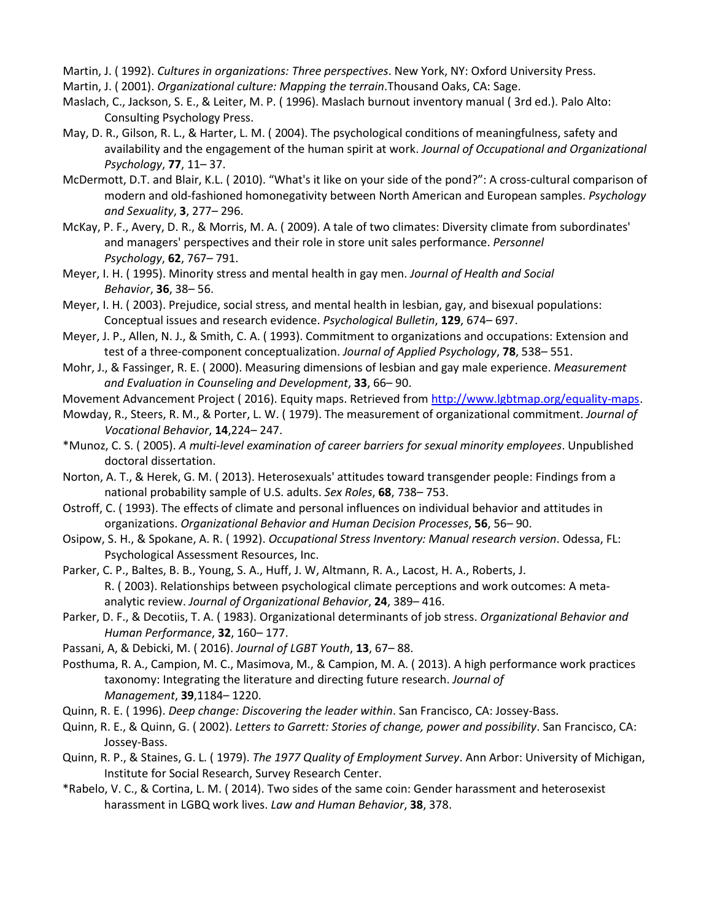Martin, J. ( 1992). *Cultures in organizations: Three perspectives*. New York, NY: Oxford University Press.

Martin, J. ( 2001). *Organizational culture: Mapping the terrain*.Thousand Oaks, CA: Sage.

Maslach, C., Jackson, S. E., & Leiter, M. P. ( 1996). Maslach burnout inventory manual ( 3rd ed.). Palo Alto: Consulting Psychology Press.

May, D. R., Gilson, R. L., & Harter, L. M. ( 2004). The psychological conditions of meaningfulness, safety and availability and the engagement of the human spirit at work. *Journal of Occupational and Organizational Psychology*, **77**, 11– 37.

McDermott, D.T. and Blair, K.L. ( 2010). "What's it like on your side of the pond?": A cross-cultural comparison of modern and old-fashioned homonegativity between North American and European samples. *Psychology and Sexuality*, **3**, 277– 296.

McKay, P. F., Avery, D. R., & Morris, M. A. ( 2009). A tale of two climates: Diversity climate from subordinates' and managers' perspectives and their role in store unit sales performance. *Personnel Psychology*, **62**, 767– 791.

Meyer, I. H. ( 1995). Minority stress and mental health in gay men. *Journal of Health and Social Behavior*, **36**, 38– 56.

Meyer, I. H. ( 2003). Prejudice, social stress, and mental health in lesbian, gay, and bisexual populations: Conceptual issues and research evidence. *Psychological Bulletin*, **129**, 674– 697.

Meyer, J. P., Allen, N. J., & Smith, C. A. ( 1993). Commitment to organizations and occupations: Extension and test of a three-component conceptualization. *Journal of Applied Psychology*, **78**, 538– 551.

Mohr, J., & Fassinger, R. E. ( 2000). Measuring dimensions of lesbian and gay male experience. *Measurement and Evaluation in Counseling and Development*, **33**, 66– 90.

Movement Advancement Project ( 2016). Equity maps. Retrieved from [http://www.lgbtmap.org/equality-maps](http://www.lgbtmap.org/equality-maps).

Mowday, R., Steers, R. M., & Porter, L. W. ( 1979). The measurement of organizational commitment. *Journal of Vocational Behavior*, **14**,224– 247.

*Munoz, C. S. ( 2005). *A multi-level examination of career barriers for sexual minority employees*. Unpublished doctoral dissertation.

Norton, A. T., & Herek, G. M. ( 2013). Heterosexuals' attitudes toward transgender people: Findings from a national probability sample of U.S. adults. *Sex Roles*, **68**, 738– 753.

Ostroff, C. ( 1993). The effects of climate and personal influences on individual behavior and attitudes in organizations. *Organizational Behavior and Human Decision Processes*, **56**, 56– 90.

Osipow, S. H., & Spokane, A. R. ( 1992). *Occupational Stress Inventory: Manual research version*. Odessa, FL: Psychological Assessment Resources, Inc.

Parker, C. P., Baltes, B. B., Young, S. A., Huff, J. W, Altmann, R. A., Lacost, H. A., Roberts, J. R. ( 2003). Relationships between psychological climate perceptions and work outcomes: A meta-analytic review. *Journal of Organizational Behavior*, **24**, 389– 416.

Parker, D. F., & Decotiis, T. A. ( 1983). Organizational determinants of job stress. *Organizational Behavior and Human Performance*, **32**, 160– 177.

Passani, A, & Debicki, M. ( 2016). *Journal of LGBT Youth*, **13**, 67– 88.

Posthuma, R. A., Campion, M. C., Masimova, M., & Campion, M. A. ( 2013). A high performance work practices taxonomy: Integrating the literature and directing future research. *Journal of Management*, **39**,1184– 1220.

Quinn, R. E. ( 1996). *Deep change: Discovering the leader within*. San Francisco, CA: Jossey-Bass.

Quinn, R. E., & Quinn, G. ( 2002). *Letters to Garrett: Stories of change, power and possibility*. San Francisco, CA: Jossey-Bass.

Quinn, R. P., & Staines, G. L. ( 1979). *The 1977 Quality of Employment Survey*. Ann Arbor: University of Michigan, Institute for Social Research, Survey Research Center.

*Rabelo, V. C., & Cortina, L. M. ( 2014). Two sides of the same coin: Gender harassment and heterosexist harassment in LGBQ work lives. *Law and Human Behavior*, **38**, 378.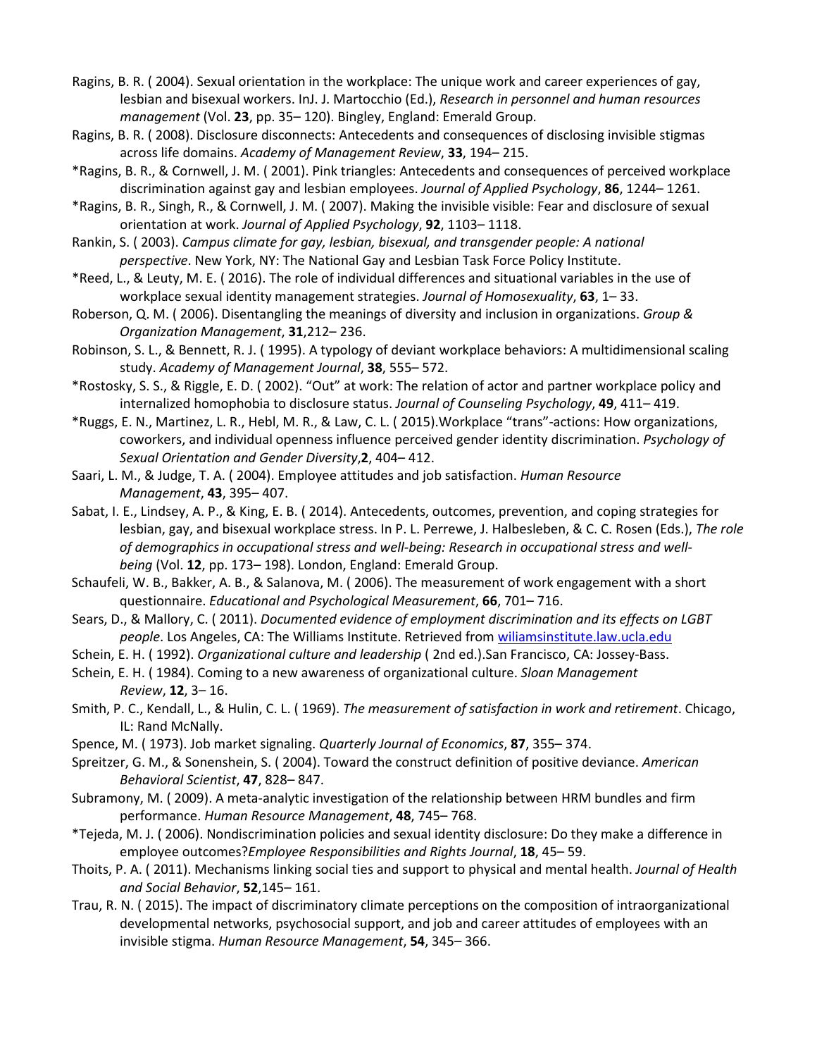Ragins, B. R. ( 2004). Sexual orientation in the workplace: The unique work and career experiences of gay, lesbian and bisexual workers. InJ. J. Martocchio (Ed.), *Research in personnel and human resources management* (Vol. **23**, pp. 35– 120). Bingley, England: Emerald Group.

Ragins, B. R. ( 2008). Disclosure disconnects: Antecedents and consequences of disclosing invisible stigmas across life domains. *Academy of Management Review*, **33**, 194– 215.

*Ragins, B. R., & Cornwell, J. M. ( 2001). Pink triangles: Antecedents and consequences of perceived workplace discrimination against gay and lesbian employees. *Journal of Applied Psychology*, **86**, 1244– 1261.

*Ragins, B. R., Singh, R., & Cornwell, J. M. ( 2007). Making the invisible visible: Fear and disclosure of sexual orientation at work. *Journal of Applied Psychology*, **92**, 1103– 1118.

Rankin, S. ( 2003). *Campus climate for gay, lesbian, bisexual, and transgender people: A national perspective*. New York, NY: The National Gay and Lesbian Task Force Policy Institute.

*Reed, L., & Leuty, M. E. ( 2016). The role of individual differences and situational variables in the use of workplace sexual identity management strategies. *Journal of Homosexuality*, **63**, 1– 33.

Roberson, Q. M. ( 2006). Disentangling the meanings of diversity and inclusion in organizations. *Group & Organization Management*, **31**,212– 236.

Robinson, S. L., & Bennett, R. J. ( 1995). A typology of deviant workplace behaviors: A multidimensional scaling study. *Academy of Management Journal*, **38**, 555– 572.

*Rostosky, S. S., & Riggle, E. D. ( 2002). "Out" at work: The relation of actor and partner workplace policy and internalized homophobia to disclosure status. *Journal of Counseling Psychology*, **49**, 411– 419.

*Ruggs, E. N., Martinez, L. R., Hebl, M. R., & Law, C. L. ( 2015).Workplace "trans"-actions: How organizations, coworkers, and individual openness influence perceived gender identity discrimination. *Psychology of Sexual Orientation and Gender Diversity*,**2**, 404– 412.

Saari, L. M., & Judge, T. A. ( 2004). Employee attitudes and job satisfaction. *Human Resource Management*, **43**, 395– 407.

Sabat, I. E., Lindsey, A. P., & King, E. B. ( 2014). Antecedents, outcomes, prevention, and coping strategies for lesbian, gay, and bisexual workplace stress. In P. L. Perrewe, J. Halbesleben, & C. C. Rosen (Eds.), *The role of demographics in occupational stress and well-being: Research in occupational stress and well-being* (Vol. **12**, pp. 173– 198). London, England: Emerald Group.

Schaufeli, W. B., Bakker, A. B., & Salanova, M. ( 2006). The measurement of work engagement with a short questionnaire. *Educational and Psychological Measurement*, **66**, 701– 716.

Sears, D., & Mallory, C. ( 2011). *Documented evidence of employment discrimination and its effects on LGBT people*. Los Angeles, CA: The Williams Institute. Retrieved from wiliamsinstitute.law.ucla.edu

Schein, E. H. ( 1992). *Organizational culture and leadership* ( 2nd ed.).San Francisco, CA: Jossey-Bass.

Schein, E. H. ( 1984). Coming to a new awareness of organizational culture. *Sloan Management Review*, **12**, 3– 16.

Smith, P. C., Kendall, L., & Hulin, C. L. ( 1969). *The measurement of satisfaction in work and retirement*. Chicago, IL: Rand McNally.

Spence, M. ( 1973). Job market signaling. *Quarterly Journal of Economics*, **87**, 355– 374.

Spreitzer, G. M., & Sonenshein, S. ( 2004). Toward the construct definition of positive deviance. *American Behavioral Scientist*, **47**, 828– 847.

Subramony, M. ( 2009). A meta-analytic investigation of the relationship between HRM bundles and firm performance. *Human Resource Management*, **48**, 745– 768.

*Tejeda, M. J. ( 2006). Nondiscrimination policies and sexual identity disclosure: Do they make a difference in employee outcomes?*Employee Responsibilities and Rights Journal*, **18**, 45– 59.

Thoits, P. A. ( 2011). Mechanisms linking social ties and support to physical and mental health. *Journal of Health and Social Behavior*, **52**,145– 161.

Trau, R. N. ( 2015). The impact of discriminatory climate perceptions on the composition of intraorganizational developmental networks, psychosocial support, and job and career attitudes of employees with an invisible stigma. *Human Resource Management*, **54**, 345– 366.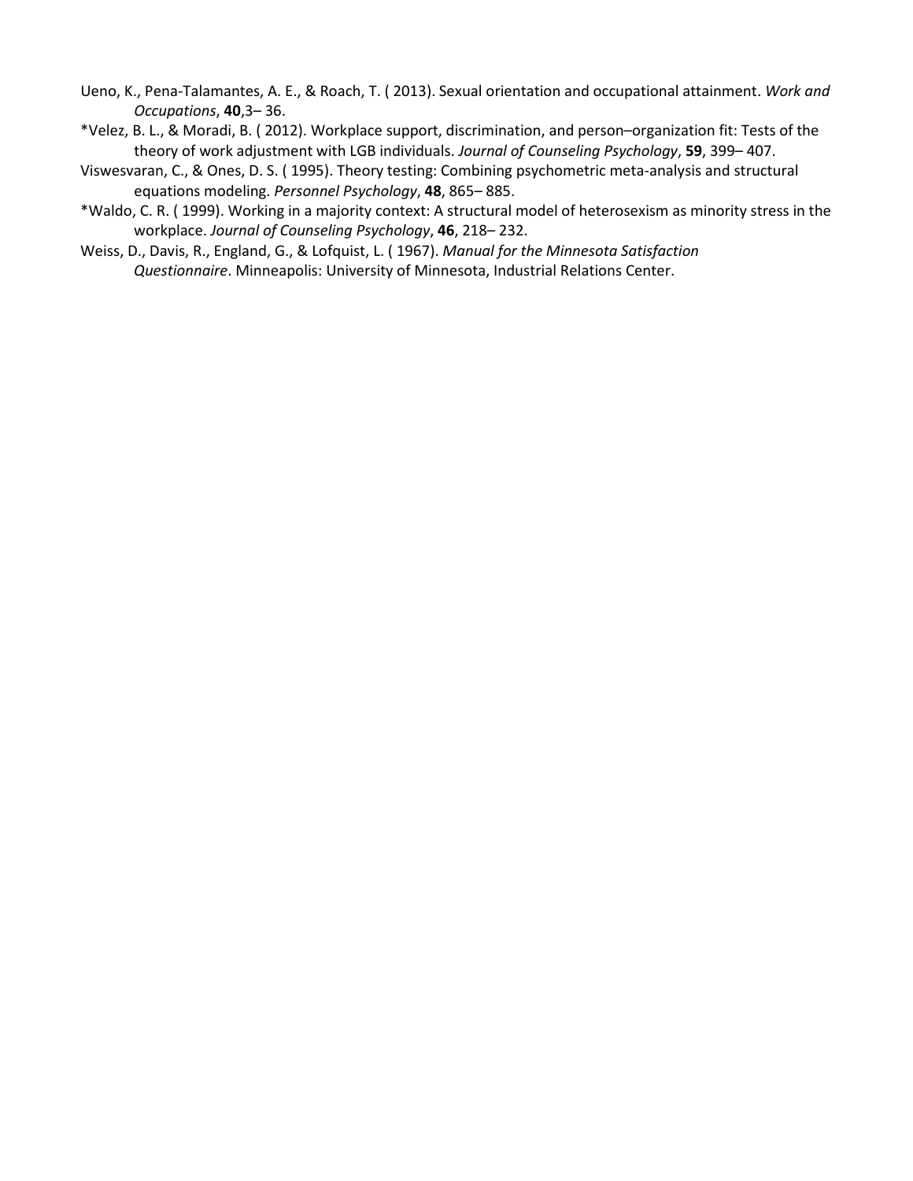Ueno, K., Pena-Talamantes, A. E., & Roach, T. ( 2013). Sexual orientation and occupational attainment. *Work and Occupations*, **40**,3– 36.

*Velez, B. L., & Moradi, B. ( 2012). Workplace support, discrimination, and person–organization fit: Tests of the theory of work adjustment with LGB individuals. *Journal of Counseling Psychology*, **59**, 399– 407.

Viswesvaran, C., & Ones, D. S. ( 1995). Theory testing: Combining psychometric meta-analysis and structural equations modeling. *Personnel Psychology*, **48**, 865– 885.

*Waldo, C. R. ( 1999). Working in a majority context: A structural model of heterosexism as minority stress in the workplace. *Journal of Counseling Psychology*, **46**, 218– 232.

Weiss, D., Davis, R., England, G., & Lofquist, L. ( 1967). *Manual for the Minnesota Satisfaction Questionnaire*. Minneapolis: University of Minnesota, Industrial Relations Center.